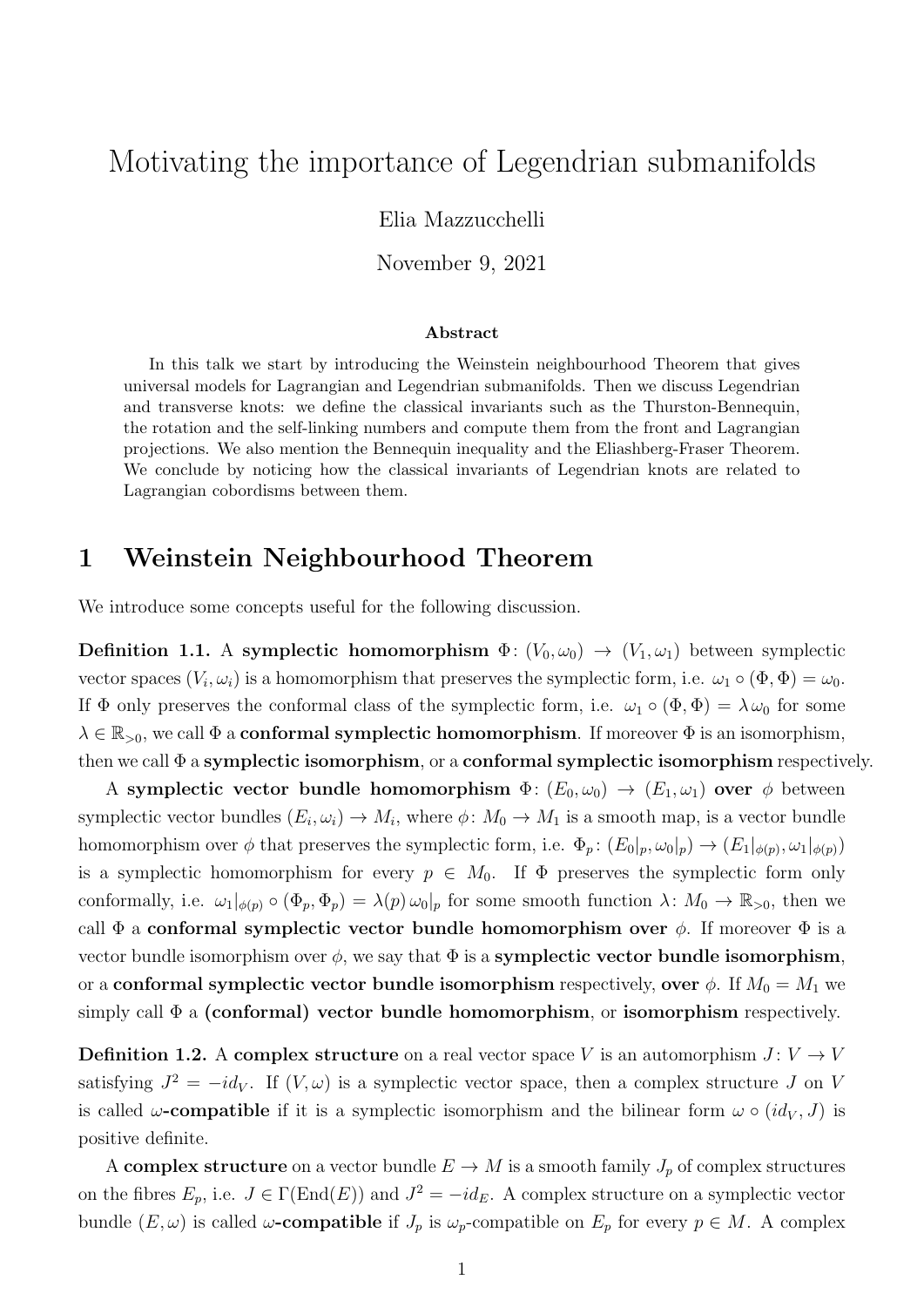# Motivating the importance of Legendrian submanifolds

Elia Mazzucchelli

November 9, 2021

**Abstract**

In this talk we start by introducing the Weinstein neighbourhood Theorem that gives universal models for Lagrangian and Legendrian submanifolds. Then we discuss Legendrian and transverse knots: we define the classical invariants such as the Thurston-Bennequin, the rotation and the self-linking numbers and compute them from the front and Lagrangian projections. We also mention the Bennequin inequality and the Eliashberg-Fraser Theorem. We conclude by noticing how the classical invariants of Legendrian knots are related to Lagrangian cobordisms between them.

## 1 Weinstein Neighbourhood Theorem

We introduce some concepts useful for the following discussion.

**Definition 1.1.** A **symplectic homomorphism** $\Phi\colon (V_0, \omega_0) \to (V_1, \omega_1)$ between symplectic vector spaces $(V_i, \omega_i)$ is a homomorphism that preserves the symplectic form, i.e. $\omega_1 \circ (\Phi, \Phi) = \omega_0$. If $\Phi$ only preserves the conformal class of the symplectic form, i.e. $\omega_1 \circ (\Phi, \Phi) = \lambda\, \omega_0$ for some $\lambda \in \mathbb{R}_{>0}$, we call $\Phi$ a **conformal symplectic homomorphism**. If moreover $\Phi$ is an isomorphism, then we call $\Phi$ a **symplectic isomorphism**, or a **conformal symplectic isomorphism** respectively.

A **symplectic vector bundle homomorphism** $\Phi\colon (E_0, \omega_0) \to (E_1, \omega_1)$ **over** $\phi$ between symplectic vector bundles $(E_i, \omega_i) \to M_i$, where $\phi\colon M_0 \to M_1$ is a smooth map, is a vector bundle homomorphism over $\phi$ that preserves the symplectic form, i.e. $\Phi_p\colon (E_0|_p, \omega_0|_p) \to (E_1|_{\phi(p)}, \omega_1|_{\phi(p)})$ is a symplectic homomorphism for every $p \in M_0$. If $\Phi$ preserves the symplectic form only conformally, i.e. $\omega_1|_{\phi(p)} \circ (\Phi_p, \Phi_p) = \lambda(p)\, \omega_0|_p$ for some smooth function $\lambda\colon M_0 \to \mathbb{R}_{>0}$, then we call $\Phi$ a **conformal symplectic vector bundle homomorphism over** $\phi$. If moreover $\Phi$ is a vector bundle isomorphism over $\phi$, we say that $\Phi$ is a **symplectic vector bundle isomorphism**, or a **conformal symplectic vector bundle isomorphism** respectively, **over** $\phi$. If $M_0 = M_1$ we simply call $\Phi$ a **(conformal) vector bundle homomorphism**, or **isomorphism** respectively.

**Definition 1.2.** A **complex structure** on a real vector space $V$ is an automorphism $J\colon V \to V$ satisfying $J^2 = -id_V$. If $(V, \omega)$ is a symplectic vector space, then a complex structure $J$ on $V$ is called **$\omega$-compatible** if it is a symplectic isomorphism and the bilinear form $\omega \circ (id_V, J)$ is positive definite.

A **complex structure** on a vector bundle $E \to M$ is a smooth family $J_p$ of complex structures on the fibres $E_p$, i.e. $J \in \Gamma(\mathrm{End}(E))$ and $J^2 = -id_E$. A complex structure on a symplectic vector bundle $(E, \omega)$ is called **$\omega$-compatible** if $J_p$ is $\omega_p$-compatible on $E_p$ for every $p \in M$. A complex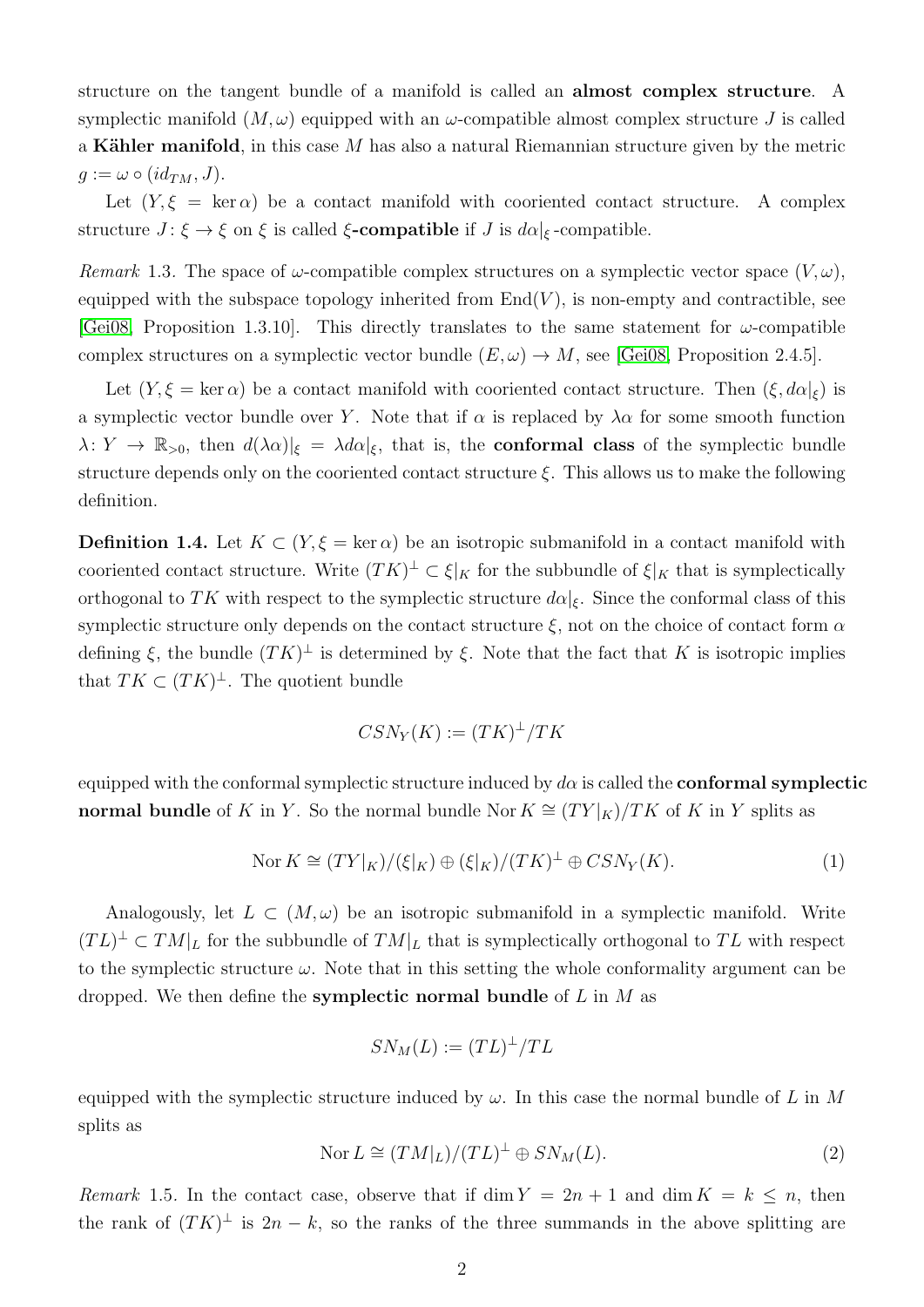structure on the tangent bundle of a manifold is called an **almost complex structure**. A symplectic manifold $(M, \omega)$ equipped with an $\omega$-compatible almost complex structure $J$ is called a **Kähler manifold**, in this case $M$ has also a natural Riemannian structure given by the metric $g := \omega \circ (id_{TM}, J)$.

Let $(Y, \xi = \ker \alpha)$ be a contact manifold with cooriented contact structure. A complex structure $J\colon \xi \to \xi$ on $\xi$ is called **$\xi$-compatible** if $J$ is $d\alpha|_\xi$-compatible.

*Remark* 1.3. The space of $\omega$-compatible complex structures on a symplectic vector space $(V, \omega)$, equipped with the subspace topology inherited from $\mathrm{End}(V)$, is non-empty and contractible, see [Gei08, Proposition 1.3.10]. This directly translates to the same statement for $\omega$-compatible complex structures on a symplectic vector bundle $(E, \omega) \to M$, see [Gei08, Proposition 2.4.5].

Let $(Y, \xi = \ker \alpha)$ be a contact manifold with cooriented contact structure. Then $(\xi, d\alpha|_\xi)$ is a symplectic vector bundle over $Y$. Note that if $\alpha$ is replaced by $\lambda\alpha$ for some smooth function $\lambda\colon Y \to \mathbb{R}_{>0}$, then $d(\lambda\alpha)|_\xi = \lambda d\alpha|_\xi$, that is, the **conformal class** of the symplectic bundle structure depends only on the cooriented contact structure $\xi$. This allows us to make the following definition.

**Definition 1.4.** Let $K \subset (Y, \xi = \ker \alpha)$ be an isotropic submanifold in a contact manifold with cooriented contact structure. Write $(TK)^\perp \subset \xi|_K$ for the subbundle of $\xi|_K$ that is symplectically orthogonal to $TK$ with respect to the symplectic structure $d\alpha|_\xi$. Since the conformal class of this symplectic structure only depends on the contact structure $\xi$, not on the choice of contact form $\alpha$ defining $\xi$, the bundle $(TK)^\perp$ is determined by $\xi$. Note that the fact that $K$ is isotropic implies that $TK \subset (TK)^\perp$. The quotient bundle

$$CSN_Y(K) := (TK)^\perp / TK$$

equipped with the conformal symplectic structure induced by $d\alpha$ is called the **conformal symplectic normal bundle** of $K$ in $Y$. So the normal bundle $\mathrm{Nor}\, K \cong (TY|_K)/TK$ of $K$ in $Y$ splits as

$$\mathrm{Nor}\, K \cong (TY|_K)/(\xi|_K) \oplus (\xi|_K)/(TK)^\perp \oplus CSN_Y(K). \tag{1}$$

Analogously, let $L \subset (M, \omega)$ be an isotropic submanifold in a symplectic manifold. Write $(TL)^\perp \subset TM|_L$ for the subbundle of $TM|_L$ that is symplectically orthogonal to $TL$ with respect to the symplectic structure $\omega$. Note that in this setting the whole conformality argument can be dropped. We then define the **symplectic normal bundle** of $L$ in $M$ as

$$SN_M(L) := (TL)^\perp / TL$$

equipped with the symplectic structure induced by $\omega$. In this case the normal bundle of $L$ in $M$ splits as

$$\mathrm{Nor}\, L \cong (TM|_L)/(TL)^\perp \oplus SN_M(L). \tag{2}$$

*Remark* 1.5. In the contact case, observe that if $\dim Y = 2n + 1$ and $\dim K = k \le n$, then the rank of $(TK)^\perp$ is $2n - k$, so the ranks of the three summands in the above splitting are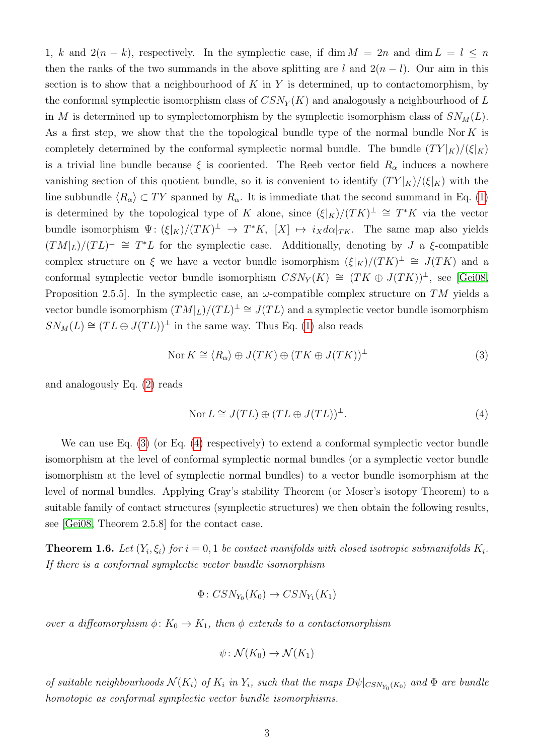1, $k$ and $2(n-k)$, respectively. In the symplectic case, if $\dim M = 2n$ and $\dim L = l \leq n$ then the ranks of the two summands in the above splitting are $l$ and $2(n-l)$. Our aim in this section is to show that a neighbourhood of $K$ in $Y$ is determined, up to contactomorphism, by the conformal symplectic isomorphism class of $CSN_Y(K)$ and analogously a neighbourhood of $L$ in $M$ is determined up to symplectomorphism by the symplectic isomorphism class of $SN_M(L)$. As a first step, we show that the the topological bundle type of the normal bundle $\operatorname{Nor} K$ is completely determined by the conformal symplectic normal bundle. The bundle $(TY|_K)/(\xi|_K)$ is a trivial line bundle because $\xi$ is cooriented. The Reeb vector field $R_\alpha$ induces a nowhere vanishing section of this quotient bundle, so it is convenient to identify $(TY|_K)/(\xi|_K)$ with the line subbundle $\langle R_\alpha \rangle \subset TY$ spanned by $R_\alpha$. It is immediate that the second summand in Eq. (1) is determined by the topological type of $K$ alone, since $(\xi|_K)/(TK)^\perp \cong T^*K$ via the vector bundle isomorphism $\Psi\colon (\xi|_K)/(TK)^\perp \to T^*K$, $[X] \mapsto i_X d\alpha|_{TK}$. The same map also yields $(TM|_L)/(TL)^\perp \cong T^*L$ for the symplectic case. Additionally, denoting by $J$ a $\xi$-compatible complex structure on $\xi$ we have a vector bundle isomorphism $(\xi|_K)/(TK)^\perp \cong J(TK)$ and a conformal symplectic vector bundle isomorphism $CSN_Y(K) \cong (TK \oplus J(TK))^\perp$, see [Gei08, Proposition 2.5.5]. In the symplectic case, an $\omega$-compatible complex structure on $TM$ yields a vector bundle isomorphism $(TM|_L)/(TL)^\perp \cong J(TL)$ and a symplectic vector bundle isomorphism $SN_M(L) \cong (TL \oplus J(TL))^\perp$ in the same way. Thus Eq. (1) also reads

$$\operatorname{Nor} K \cong \langle R_\alpha \rangle \oplus J(TK) \oplus (TK \oplus J(TK))^\perp \tag{3}$$

and analogously Eq. (2) reads

$$\operatorname{Nor} L \cong J(TL) \oplus (TL \oplus J(TL))^\perp. \tag{4}$$

We can use Eq. (3) (or Eq. (4) respectively) to extend a conformal symplectic vector bundle isomorphism at the level of conformal symplectic normal bundles (or a symplectic vector bundle isomorphism at the level of symplectic normal bundles) to a vector bundle isomorphism at the level of normal bundles. Applying Gray's stability Theorem (or Moser's isotopy Theorem) to a suitable family of contact structures (symplectic structures) we then obtain the following results, see [Gei08, Theorem 2.5.8] for the contact case.

**Theorem 1.6.** *Let $(Y_i, \xi_i)$ for $i = 0, 1$ be contact manifolds with closed isotropic submanifolds $K_i$. If there is a conformal symplectic vector bundle isomorphism*

$$\Phi\colon CSN_{Y_0}(K_0) \to CSN_{Y_1}(K_1)$$

*over a diffeomorphism $\phi\colon K_0 \to K_1$, then $\phi$ extends to a contactomorphism*

$$\psi\colon \mathcal{N}(K_0) \to \mathcal{N}(K_1)$$

*of suitable neighbourhoods $\mathcal{N}(K_i)$ of $K_i$ in $Y_i$, such that the maps $D\psi|_{CSN_{Y_0}(K_0)}$ and $\Phi$ are bundle homotopic as conformal symplectic vector bundle isomorphisms.*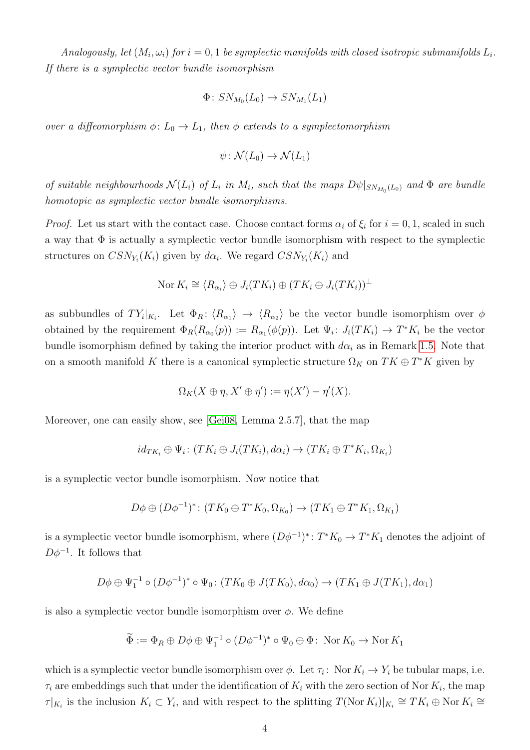*Analogously, let $(M_i, \omega_i)$ for $i = 0, 1$ be symplectic manifolds with closed isotropic submanifolds $L_i$. If there is a symplectic vector bundle isomorphism*

$$\Phi\colon SN_{M_0}(L_0) \to SN_{M_1}(L_1)$$

*over a diffeomorphism $\phi\colon L_0 \to L_1$, then $\phi$ extends to a symplectomorphism*

$$\psi\colon \mathcal{N}(L_0) \to \mathcal{N}(L_1)$$

*of suitable neighbourhoods $\mathcal{N}(L_i)$ of $L_i$ in $M_i$, such that the maps $D\psi|_{SN_{M_0}(L_0)}$ and $\Phi$ are bundle homotopic as symplectic vector bundle isomorphisms.*

*Proof.* Let us start with the contact case. Choose contact forms $\alpha_i$ of $\xi_i$ for $i = 0, 1$, scaled in such a way that $\Phi$ is actually a symplectic vector bundle isomorphism with respect to the symplectic structures on $CSN_{Y_i}(K_i)$ given by $d\alpha_i$. We regard $CSN_{Y_i}(K_i)$ and

$$\operatorname{Nor} K_i \cong \langle R_{\alpha_i} \rangle \oplus J_i(TK_i) \oplus (TK_i \oplus J_i(TK_i))^\perp$$

as subbundles of $TY_i|_{K_i}$. Let $\Phi_R\colon \langle R_{\alpha_1} \rangle \to \langle R_{\alpha_2} \rangle$ be the vector bundle isomorphism over $\phi$ obtained by the requirement $\Phi_R(R_{\alpha_0}(p)) := R_{\alpha_1}(\phi(p))$. Let $\Psi_i\colon J_i(TK_i) \to T^*K_i$ be the vector bundle isomorphism defined by taking the interior product with $d\alpha_i$ as in Remark 1.5. Note that on a smooth manifold $K$ there is a canonical symplectic structure $\Omega_K$ on $TK \oplus T^*K$ given by

$$\Omega_K(X \oplus \eta, X' \oplus \eta') := \eta(X') - \eta'(X).$$

Moreover, one can easily show, see [Gei08, Lemma 2.5.7], that the map

$$id_{TK_i} \oplus \Psi_i\colon (TK_i \oplus J_i(TK_i), d\alpha_i) \to (TK_i \oplus T^*K_i, \Omega_{K_i})$$

is a symplectic vector bundle isomorphism. Now notice that

$$D\phi \oplus (D\phi^{-1})^*\colon (TK_0 \oplus T^*K_0, \Omega_{K_0}) \to (TK_1 \oplus T^*K_1, \Omega_{K_1})$$

is a symplectic vector bundle isomorphism, where $(D\phi^{-1})^*\colon T^*K_0 \to T^*K_1$ denotes the adjoint of $D\phi^{-1}$. It follows that

$$D\phi \oplus \Psi_1^{-1} \circ (D\phi^{-1})^* \circ \Psi_0\colon (TK_0 \oplus J(TK_0), d\alpha_0) \to (TK_1 \oplus J(TK_1), d\alpha_1)$$

is also a symplectic vector bundle isomorphism over $\phi$. We define

$$\widetilde{\Phi} := \Phi_R \oplus D\phi \oplus \Psi_1^{-1} \circ (D\phi^{-1})^* \circ \Psi_0 \oplus \Phi\colon \operatorname{Nor} K_0 \to \operatorname{Nor} K_1$$

which is a symplectic vector bundle isomorphism over $\phi$. Let $\tau_i\colon \operatorname{Nor} K_i \to Y_i$ be tubular maps, i.e. $\tau_i$ are embeddings such that under the identification of $K_i$ with the zero section of $\operatorname{Nor} K_i$, the map $\tau|_{K_i}$ is the inclusion $K_i \subset Y_i$, and with respect to the splitting $T(\operatorname{Nor} K_i)|_{K_i} \cong TK_i \oplus \operatorname{Nor} K_i \cong$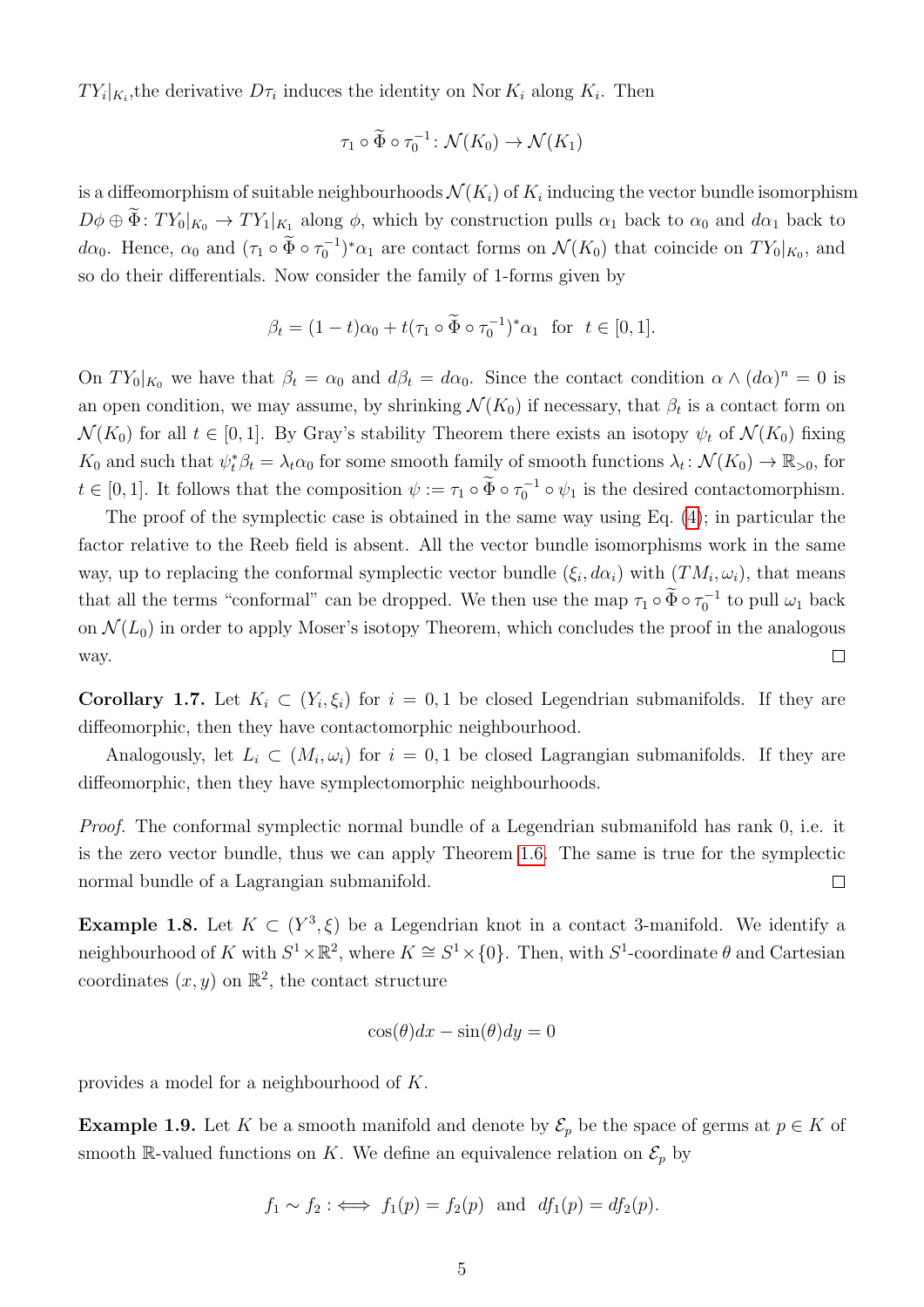$TY_i|_{K_i}$,the derivative $D\tau_i$ induces the identity on $\operatorname{Nor} K_i$ along $K_i$. Then

$$\tau_1 \circ \widetilde{\Phi} \circ \tau_0^{-1} \colon \mathcal{N}(K_0) \to \mathcal{N}(K_1)$$

is a diffeomorphism of suitable neighbourhoods $\mathcal{N}(K_i)$ of $K_i$ inducing the vector bundle isomorphism $D\phi \oplus \widetilde{\Phi} \colon TY_0|_{K_0} \to TY_1|_{K_1}$ along $\phi$, which by construction pulls $\alpha_1$ back to $\alpha_0$ and $d\alpha_1$ back to $d\alpha_0$. Hence, $\alpha_0$ and $(\tau_1 \circ \widetilde{\Phi} \circ \tau_0^{-1})^*\alpha_1$ are contact forms on $\mathcal{N}(K_0)$ that coincide on $TY_0|_{K_0}$, and so do their differentials. Now consider the family of 1-forms given by

$$\beta_t = (1-t)\alpha_0 + t(\tau_1 \circ \widetilde{\Phi} \circ \tau_0^{-1})^*\alpha_1 \quad \text{for} \quad t \in [0,1].$$

On $TY_0|_{K_0}$ we have that $\beta_t = \alpha_0$ and $d\beta_t = d\alpha_0$. Since the contact condition $\alpha \wedge (d\alpha)^n = 0$ is an open condition, we may assume, by shrinking $\mathcal{N}(K_0)$ if necessary, that $\beta_t$ is a contact form on $\mathcal{N}(K_0)$ for all $t \in [0,1]$. By Gray's stability Theorem there exists an isotopy $\psi_t$ of $\mathcal{N}(K_0)$ fixing $K_0$ and such that $\psi_t^*\beta_t = \lambda_t\alpha_0$ for some smooth family of smooth functions $\lambda_t \colon \mathcal{N}(K_0) \to \mathbb{R}_{>0}$, for $t \in [0,1]$. It follows that the composition $\psi := \tau_1 \circ \widetilde{\Phi} \circ \tau_0^{-1} \circ \psi_1$ is the desired contactomorphism.

The proof of the symplectic case is obtained in the same way using Eq. (4); in particular the factor relative to the Reeb field is absent. All the vector bundle isomorphisms work in the same way, up to replacing the conformal symplectic vector bundle $(\xi_i, d\alpha_i)$ with $(TM_i, \omega_i)$, that means that all the terms "conformal" can be dropped. We then use the map $\tau_1 \circ \widetilde{\Phi} \circ \tau_0^{-1}$ to pull $\omega_1$ back on $\mathcal{N}(L_0)$ in order to apply Moser's isotopy Theorem, which concludes the proof in the analogous way. □

**Corollary 1.7.** Let $K_i \subset (Y_i, \xi_i)$ for $i = 0, 1$ be closed Legendrian submanifolds. If they are diffeomorphic, then they have contactomorphic neighbourhood.

Analogously, let $L_i \subset (M_i, \omega_i)$ for $i = 0, 1$ be closed Lagrangian submanifolds. If they are diffeomorphic, then they have symplectomorphic neighbourhoods.

*Proof.* The conformal symplectic normal bundle of a Legendrian submanifold has rank 0, i.e. it is the zero vector bundle, thus we can apply Theorem 1.6. The same is true for the symplectic normal bundle of a Lagrangian submanifold. □

**Example 1.8.** Let $K \subset (Y^3, \xi)$ be a Legendrian knot in a contact 3-manifold. We identify a neighbourhood of $K$ with $S^1 \times \mathbb{R}^2$, where $K \cong S^1 \times \{0\}$. Then, with $S^1$-coordinate $\theta$ and Cartesian coordinates $(x, y)$ on $\mathbb{R}^2$, the contact structure

$$\cos(\theta)dx - \sin(\theta)dy = 0$$

provides a model for a neighbourhood of $K$.

**Example 1.9.** Let $K$ be a smooth manifold and denote by $\mathcal{E}_p$ be the space of germs at $p \in K$ of smooth $\mathbb{R}$-valued functions on $K$. We define an equivalence relation on $\mathcal{E}_p$ by

$$f_1 \sim f_2 :\iff f_1(p) = f_2(p) \text{ and } df_1(p) = df_2(p).$$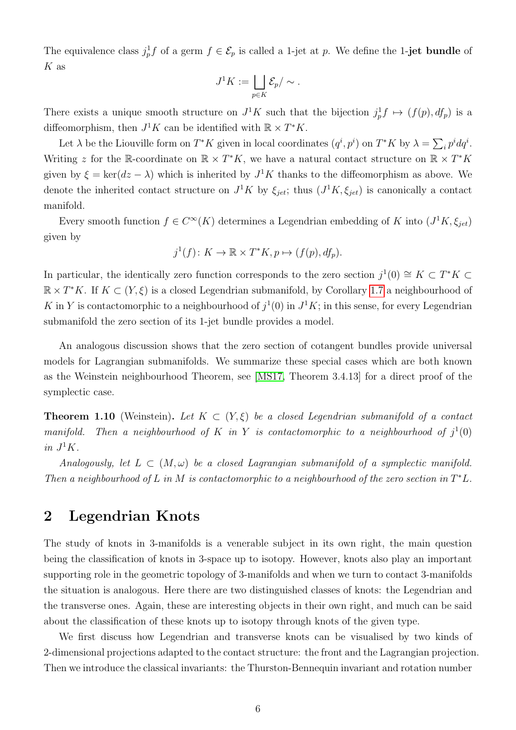The equivalence class $j^1_p f$ of a germ $f \in \mathcal{E}_p$ is called a 1-jet at $p$. We define the **1-jet bundle** of $K$ as

$$J^1 K := \bigsqcup_{p \in K} \mathcal{E}_p / \sim .$$

There exists a unique smooth structure on $J^1 K$ such that the bijection $j^1_p f \mapsto (f(p), df_p)$ is a diffeomorphism, then $J^1 K$ can be identified with $\mathbb{R} \times T^*K$.

Let $\lambda$ be the Liouville form on $T^*K$ given in local coordinates $(q^i, p^i)$ on $T^*K$ by $\lambda = \sum_i p^i dq^i$. Writing $z$ for the $\mathbb{R}$-coordinate on $\mathbb{R} \times T^*K$, we have a natural contact structure on $\mathbb{R} \times T^*K$ given by $\xi = \ker(dz - \lambda)$ which is inherited by $J^1 K$ thanks to the diffeomorphism as above. We denote the inherited contact structure on $J^1 K$ by $\xi_{jet}$; thus $(J^1 K, \xi_{jet})$ is canonically a contact manifold.

Every smooth function $f \in C^\infty(K)$ determines a Legendrian embedding of $K$ into $(J^1 K, \xi_{jet})$ given by

$$j^1(f) \colon K \to \mathbb{R} \times T^*K, p \mapsto (f(p), df_p).$$

In particular, the identically zero function corresponds to the zero section $j^1(0) \cong K \subset T^*K \subset \mathbb{R} \times T^*K$. If $K \subset (Y, \xi)$ is a closed Legendrian submanifold, by Corollary 1.7 a neighbourhood of $K$ in $Y$ is contactomorphic to a neighbourhood of $j^1(0)$ in $J^1 K$; in this sense, for every Legendrian submanifold the zero section of its 1-jet bundle provides a model.

An analogous discussion shows that the zero section of cotangent bundles provide universal models for Lagrangian submanifolds. We summarize these special cases which are both known as the Weinstein neighbourhood Theorem, see [MS17, Theorem 3.4.13] for a direct proof of the symplectic case.

**Theorem 1.10** (Weinstein)**.** *Let $K \subset (Y, \xi)$ be a closed Legendrian submanifold of a contact manifold. Then a neighbourhood of $K$ in $Y$ is contactomorphic to a neighbourhood of $j^1(0)$ in $J^1 K$.*

*Analogously, let $L \subset (M, \omega)$ be a closed Lagrangian submanifold of a symplectic manifold. Then a neighbourhood of $L$ in $M$ is contactomorphic to a neighbourhood of the zero section in $T^*L$.*

# 2 Legendrian Knots

The study of knots in 3-manifolds is a venerable subject in its own right, the main question being the classification of knots in 3-space up to isotopy. However, knots also play an important supporting role in the geometric topology of 3-manifolds and when we turn to contact 3-manifolds the situation is analogous. Here there are two distinguished classes of knots: the Legendrian and the transverse ones. Again, these are interesting objects in their own right, and much can be said about the classification of these knots up to isotopy through knots of the given type.

We first discuss how Legendrian and transverse knots can be visualised by two kinds of 2-dimensional projections adapted to the contact structure: the front and the Lagrangian projection. Then we introduce the classical invariants: the Thurston-Bennequin invariant and rotation number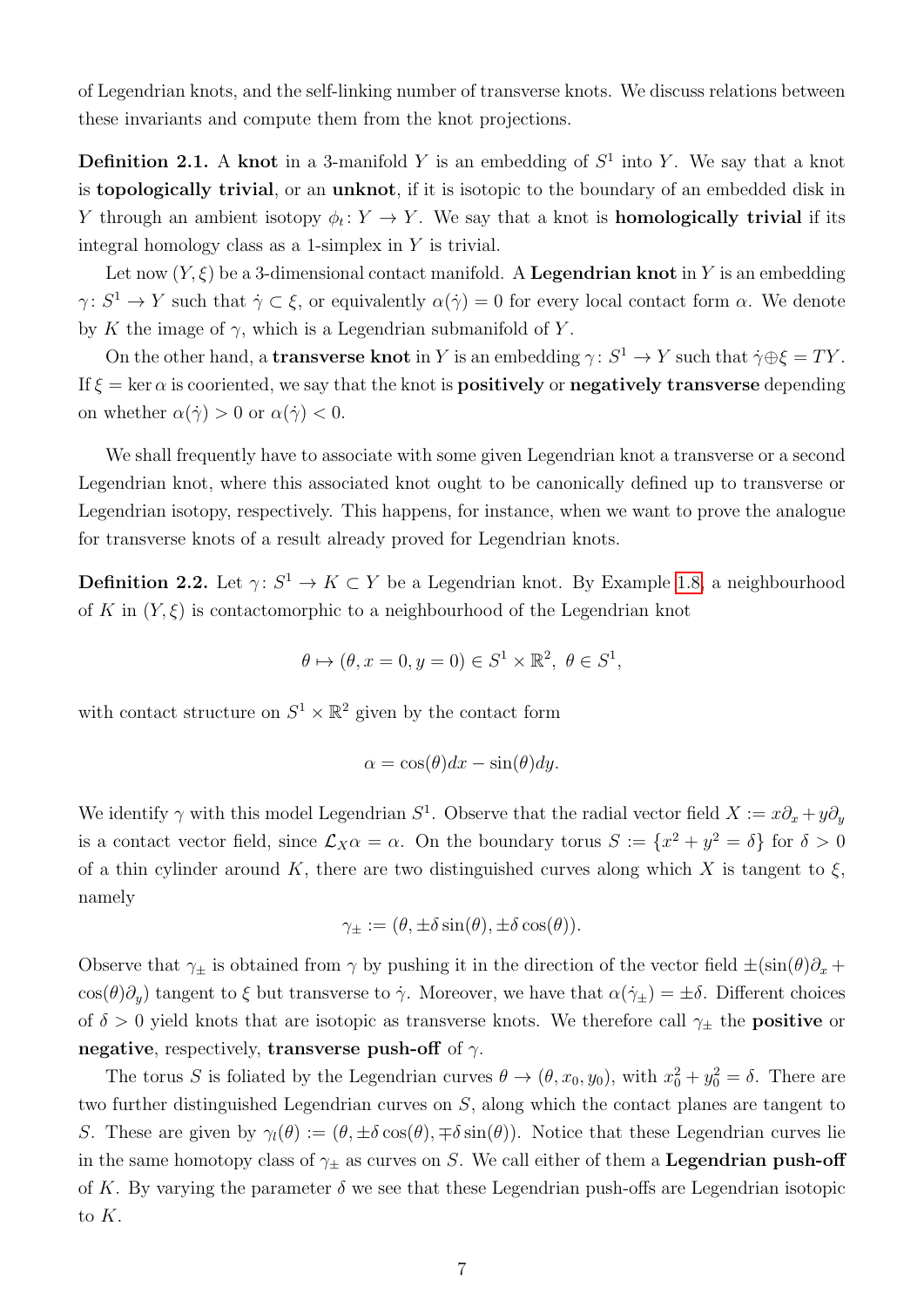of Legendrian knots, and the self-linking number of transverse knots. We discuss relations between these invariants and compute them from the knot projections.

**Definition 2.1.** A **knot** in a 3-manifold $Y$ is an embedding of $S^1$ into $Y$. We say that a knot is **topologically trivial**, or an **unknot**, if it is isotopic to the boundary of an embedded disk in $Y$ through an ambient isotopy $\phi_t \colon Y \to Y$. We say that a knot is **homologically trivial** if its integral homology class as a 1-simplex in $Y$ is trivial.

Let now $(Y, \xi)$ be a 3-dimensional contact manifold. A **Legendrian knot** in $Y$ is an embedding $\gamma \colon S^1 \to Y$ such that $\dot{\gamma} \subset \xi$, or equivalently $\alpha(\dot{\gamma}) = 0$ for every local contact form $\alpha$. We denote by $K$ the image of $\gamma$, which is a Legendrian submanifold of $Y$.

On the other hand, a **transverse knot** in $Y$ is an embedding $\gamma \colon S^1 \to Y$ such that $\dot{\gamma} \oplus \xi = TY$. If $\xi = \ker \alpha$ is cooriented, we say that the knot is **positively** or **negatively transverse** depending on whether $\alpha(\dot{\gamma}) > 0$ or $\alpha(\dot{\gamma}) < 0$.

We shall frequently have to associate with some given Legendrian knot a transverse or a second Legendrian knot, where this associated knot ought to be canonically defined up to transverse or Legendrian isotopy, respectively. This happens, for instance, when we want to prove the analogue for transverse knots of a result already proved for Legendrian knots.

**Definition 2.2.** Let $\gamma \colon S^1 \to K \subset Y$ be a Legendrian knot. By Example 1.8, a neighbourhood of $K$ in $(Y, \xi)$ is contactomorphic to a neighbourhood of the Legendrian knot

$$\theta \mapsto (\theta, x = 0, y = 0) \in S^1 \times \mathbb{R}^2, \ \theta \in S^1,$$

with contact structure on $S^1 \times \mathbb{R}^2$ given by the contact form

$$\alpha = \cos(\theta) dx - \sin(\theta) dy.$$

We identify $\gamma$ with this model Legendrian $S^1$. Observe that the radial vector field $X := x\partial_x + y\partial_y$ is a contact vector field, since $\mathcal{L}_X \alpha = \alpha$. On the boundary torus $S := \{x^2 + y^2 = \delta\}$ for $\delta > 0$ of a thin cylinder around $K$, there are two distinguished curves along which $X$ is tangent to $\xi$, namely

$$\gamma_{\pm} := (\theta, \pm\delta \sin(\theta), \pm\delta \cos(\theta)).$$

Observe that $\gamma_{\pm}$ is obtained from $\gamma$ by pushing it in the direction of the vector field $\pm(\sin(\theta)\partial_x + \cos(\theta)\partial_y)$ tangent to $\xi$ but transverse to $\dot{\gamma}$. Moreover, we have that $\alpha(\dot{\gamma}_{\pm}) = \pm\delta$. Different choices of $\delta > 0$ yield knots that are isotopic as transverse knots. We therefore call $\gamma_{\pm}$ the **positive** or **negative**, respectively, **transverse push-off** of $\gamma$.

The torus $S$ is foliated by the Legendrian curves $\theta \to (\theta, x_0, y_0)$, with $x_0^2 + y_0^2 = \delta$. There are two further distinguished Legendrian curves on $S$, along which the contact planes are tangent to $S$. These are given by $\gamma_l(\theta) := (\theta, \pm\delta \cos(\theta), \mp\delta \sin(\theta))$. Notice that these Legendrian curves lie in the same homotopy class of $\gamma_{\pm}$ as curves on $S$. We call either of them a **Legendrian push-off** of $K$. By varying the parameter $\delta$ we see that these Legendrian push-offs are Legendrian isotopic to $K$.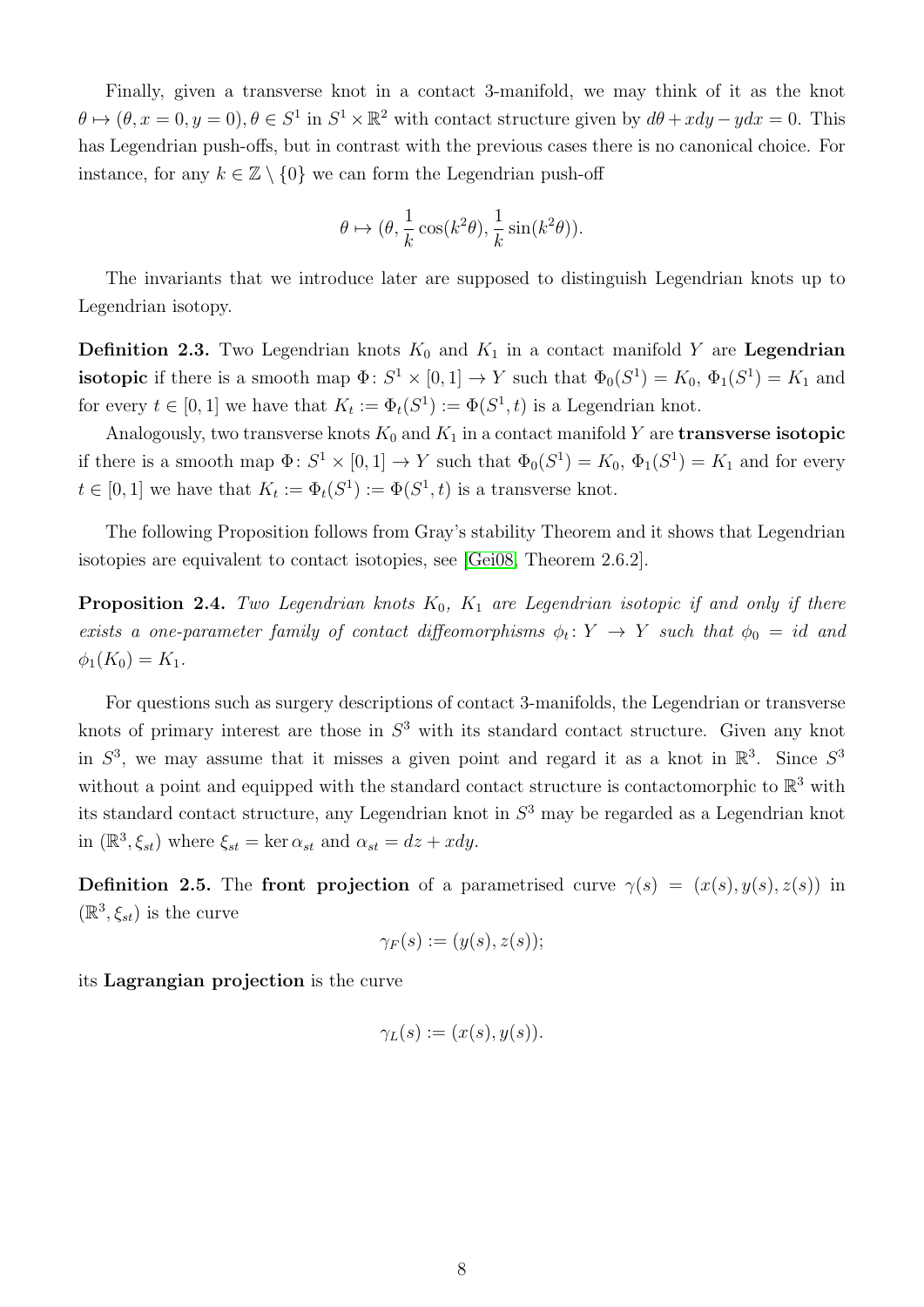Finally, given a transverse knot in a contact 3-manifold, we may think of it as the knot $\theta \mapsto (\theta, x = 0, y = 0), \theta \in S^1$ in $S^1 \times \mathbb{R}^2$ with contact structure given by $d\theta + xdy - ydx = 0$. This has Legendrian push-offs, but in contrast with the previous cases there is no canonical choice. For instance, for any $k \in \mathbb{Z} \setminus \{0\}$ we can form the Legendrian push-off

$$\theta \mapsto (\theta, \frac{1}{k}\cos(k^2\theta), \frac{1}{k}\sin(k^2\theta)).$$

The invariants that we introduce later are supposed to distinguish Legendrian knots up to Legendrian isotopy.

**Definition 2.3.** Two Legendrian knots $K_0$ and $K_1$ in a contact manifold $Y$ are **Legendrian isotopic** if there is a smooth map $\Phi\colon S^1 \times [0,1] \to Y$ such that $\Phi_0(S^1) = K_0$, $\Phi_1(S^1) = K_1$ and for every $t \in [0,1]$ we have that $K_t := \Phi_t(S^1) := \Phi(S^1, t)$ is a Legendrian knot.

Analogously, two transverse knots $K_0$ and $K_1$ in a contact manifold $Y$ are **transverse isotopic** if there is a smooth map $\Phi\colon S^1 \times [0,1] \to Y$ such that $\Phi_0(S^1) = K_0$, $\Phi_1(S^1) = K_1$ and for every $t \in [0,1]$ we have that $K_t := \Phi_t(S^1) := \Phi(S^1, t)$ is a transverse knot.

The following Proposition follows from Gray's stability Theorem and it shows that Legendrian isotopies are equivalent to contact isotopies, see [Gei08, Theorem 2.6.2].

**Proposition 2.4.** *Two Legendrian knots $K_0$, $K_1$ are Legendrian isotopic if and only if there exists a one-parameter family of contact diffeomorphisms $\phi_t\colon Y \to Y$ such that $\phi_0 = id$ and $\phi_1(K_0) = K_1$.*

For questions such as surgery descriptions of contact 3-manifolds, the Legendrian or transverse knots of primary interest are those in $S^3$ with its standard contact structure. Given any knot in $S^3$, we may assume that it misses a given point and regard it as a knot in $\mathbb{R}^3$. Since $S^3$ without a point and equipped with the standard contact structure is contactomorphic to $\mathbb{R}^3$ with its standard contact structure, any Legendrian knot in $S^3$ may be regarded as a Legendrian knot in $(\mathbb{R}^3, \xi_{st})$ where $\xi_{st} = \ker \alpha_{st}$ and $\alpha_{st} = dz + xdy$.

**Definition 2.5.** The **front projection** of a parametrised curve $\gamma(s) = (x(s), y(s), z(s))$ in $(\mathbb{R}^3, \xi_{st})$ is the curve

$$\gamma_F(s) := (y(s), z(s));$$

its **Lagrangian projection** is the curve

$$\gamma_L(s) := (x(s), y(s)).$$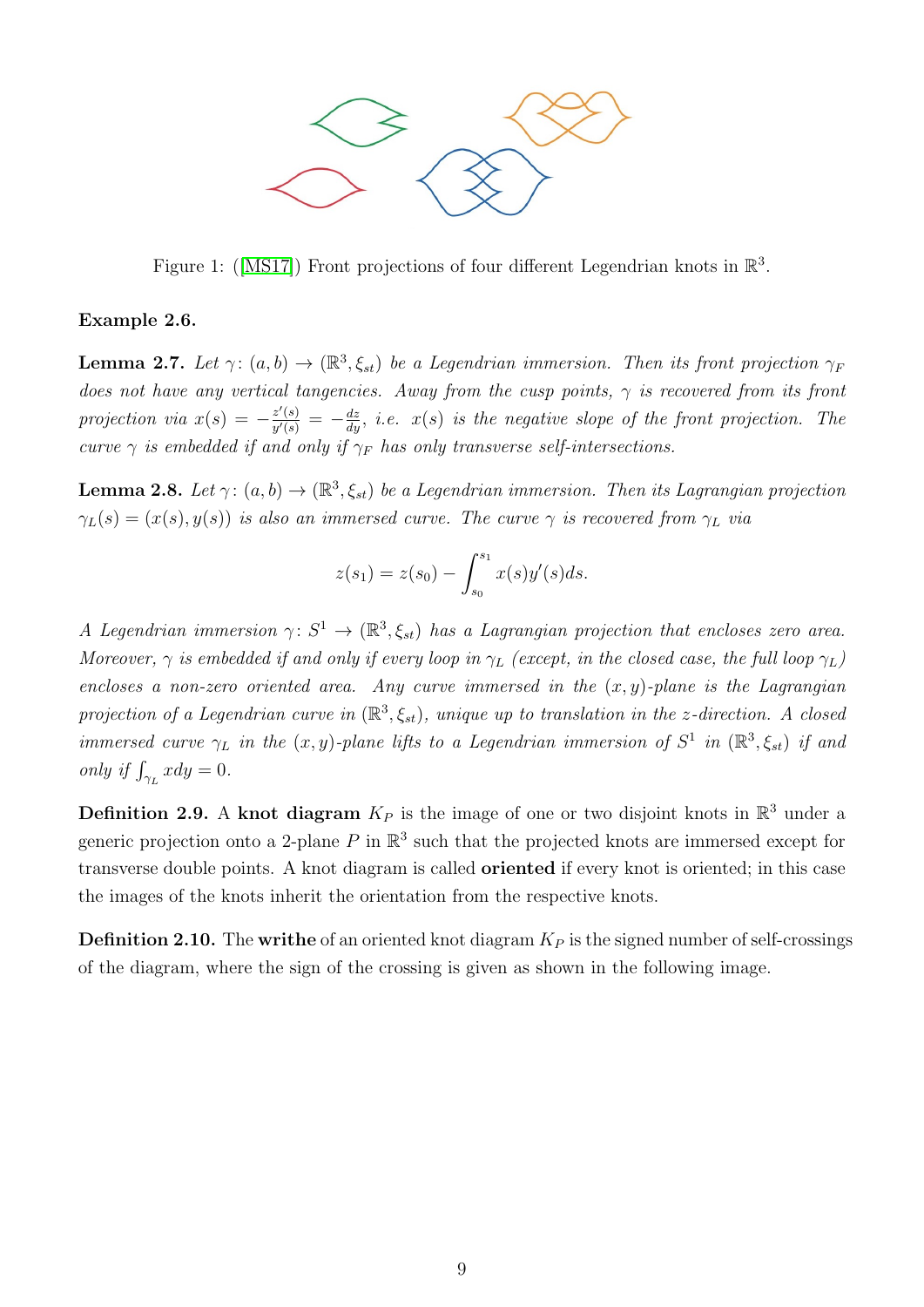Figure 1: ([MS17]) Front projections of four different Legendrian knots in $\mathbb{R}^3$.

**Example 2.6.**

**Lemma 2.7.** *Let $\gamma\colon (a,b) \to (\mathbb{R}^3, \xi_{st})$ be a Legendrian immersion. Then its front projection $\gamma_F$ does not have any vertical tangencies. Away from the cusp points, $\gamma$ is recovered from its front projection via $x(s) = -\frac{z'(s)}{y'(s)} = -\frac{dz}{dy}$, i.e. $x(s)$ is the negative slope of the front projection. The curve $\gamma$ is embedded if and only if $\gamma_F$ has only transverse self-intersections.*

**Lemma 2.8.** *Let $\gamma\colon (a,b) \to (\mathbb{R}^3, \xi_{st})$ be a Legendrian immersion. Then its Lagrangian projection $\gamma_L(s) = (x(s), y(s))$ is also an immersed curve. The curve $\gamma$ is recovered from $\gamma_L$ via*

$$z(s_1) = z(s_0) - \int_{s_0}^{s_1} x(s) y'(s) ds.$$

*A Legendrian immersion $\gamma\colon S^1 \to (\mathbb{R}^3, \xi_{st})$ has a Lagrangian projection that encloses zero area. Moreover, $\gamma$ is embedded if and only if every loop in $\gamma_L$ (except, in the closed case, the full loop $\gamma_L$) encloses a non-zero oriented area. Any curve immersed in the $(x,y)$-plane is the Lagrangian projection of a Legendrian curve in $(\mathbb{R}^3, \xi_{st})$, unique up to translation in the $z$-direction. A closed immersed curve $\gamma_L$ in the $(x,y)$-plane lifts to a Legendrian immersion of $S^1$ in $(\mathbb{R}^3, \xi_{st})$ if and only if $\int_{\gamma_L} x dy = 0$.*

**Definition 2.9.** A **knot diagram** $K_P$ is the image of one or two disjoint knots in $\mathbb{R}^3$ under a generic projection onto a 2-plane $P$ in $\mathbb{R}^3$ such that the projected knots are immersed except for transverse double points. A knot diagram is called **oriented** if every knot is oriented; in this case the images of the knots inherit the orientation from the respective knots.

**Definition 2.10.** The **writhe** of an oriented knot diagram $K_P$ is the signed number of self-crossings of the diagram, where the sign of the crossing is given as shown in the following image.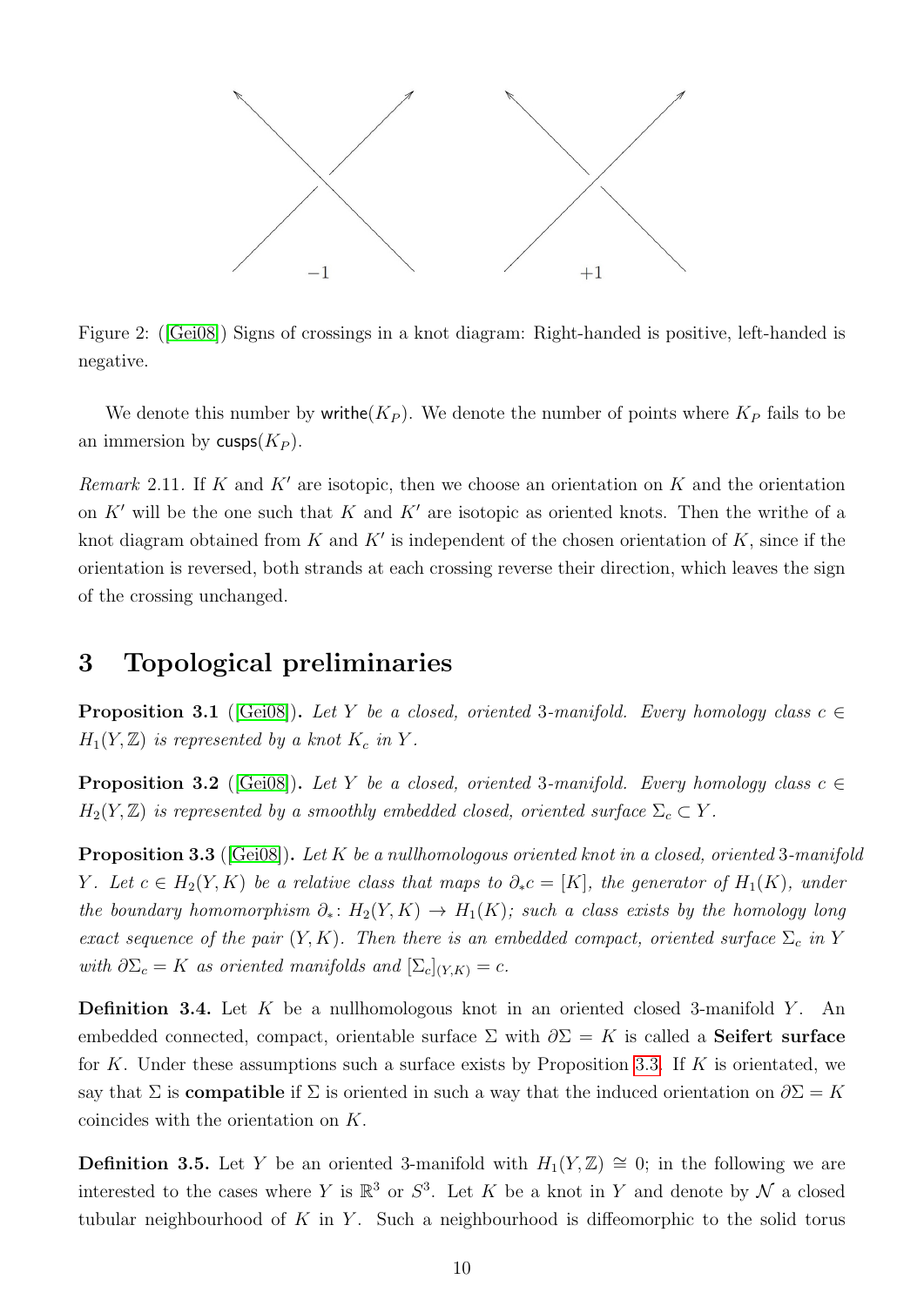Figure 2: ([Gei08]) Signs of crossings in a knot diagram: Right-handed is positive, left-handed is negative.

We denote this number by $\mathsf{writhe}(K_P)$. We denote the number of points where $K_P$ fails to be an immersion by $\mathsf{cusps}(K_P)$.

*Remark* 2.11. If $K$ and $K'$ are isotopic, then we choose an orientation on $K$ and the orientation on $K'$ will be the one such that $K$ and $K'$ are isotopic as oriented knots. Then the writhe of a knot diagram obtained from $K$ and $K'$ is independent of the chosen orientation of $K$, since if the orientation is reversed, both strands at each crossing reverse their direction, which leaves the sign of the crossing unchanged.

# 3 Topological preliminaries

**Proposition 3.1** ([Gei08]). *Let $Y$ be a closed, oriented 3-manifold. Every homology class $c \in H_1(Y, \mathbb{Z})$ is represented by a knot $K_c$ in $Y$.*

**Proposition 3.2** ([Gei08]). *Let $Y$ be a closed, oriented 3-manifold. Every homology class $c \in H_2(Y, \mathbb{Z})$ is represented by a smoothly embedded closed, oriented surface $\Sigma_c \subset Y$.*

**Proposition 3.3** ([Gei08]). *Let $K$ be a nullhomologous oriented knot in a closed, oriented 3-manifold $Y$. Let $c \in H_2(Y, K)$ be a relative class that maps to $\partial_* c = [K]$, the generator of $H_1(K)$, under the boundary homomorphism $\partial_* \colon H_2(Y, K) \to H_1(K)$; such a class exists by the homology long exact sequence of the pair $(Y, K)$. Then there is an embedded compact, oriented surface $\Sigma_c$ in $Y$ with $\partial \Sigma_c = K$ as oriented manifolds and $[\Sigma_c]_{(Y,K)} = c$.*

**Definition 3.4.** Let $K$ be a nullhomologous knot in an oriented closed 3-manifold $Y$. An embedded connected, compact, orientable surface $\Sigma$ with $\partial \Sigma = K$ is called a **Seifert surface** for $K$. Under these assumptions such a surface exists by Proposition 3.3. If $K$ is orientated, we say that $\Sigma$ is **compatible** if $\Sigma$ is oriented in such a way that the induced orientation on $\partial \Sigma = K$ coincides with the orientation on $K$.

**Definition 3.5.** Let $Y$ be an oriented 3-manifold with $H_1(Y, \mathbb{Z}) \cong 0$; in the following we are interested to the cases where $Y$ is $\mathbb{R}^3$ or $S^3$. Let $K$ be a knot in $Y$ and denote by $\mathcal{N}$ a closed tubular neighbourhood of $K$ in $Y$. Such a neighbourhood is diffeomorphic to the solid torus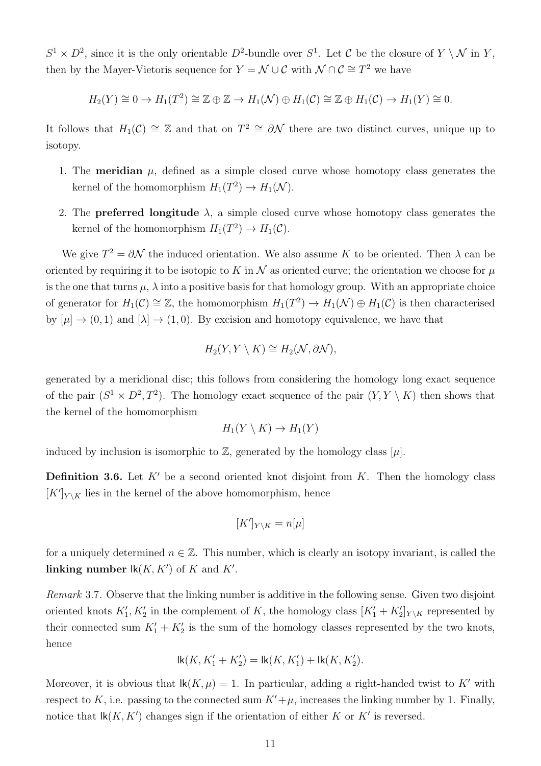$S^1 \times D^2$, since it is the only orientable $D^2$-bundle over $S^1$. Let $\mathcal{C}$ be the closure of $Y \setminus \mathcal{N}$ in $Y$, then by the Mayer-Vietoris sequence for $Y = \mathcal{N} \cup \mathcal{C}$ with $\mathcal{N} \cap \mathcal{C} \cong T^2$ we have

$$H_2(Y) \cong 0 \to H_1(T^2) \cong \mathbb{Z} \oplus \mathbb{Z} \to H_1(\mathcal{N}) \oplus H_1(\mathcal{C}) \cong \mathbb{Z} \oplus H_1(\mathcal{C}) \to H_1(Y) \cong 0.$$

It follows that $H_1(\mathcal{C}) \cong \mathbb{Z}$ and that on $T^2 \cong \partial\mathcal{N}$ there are two distinct curves, unique up to isotopy.

1. The **meridian** $\mu$, defined as a simple closed curve whose homotopy class generates the kernel of the homomorphism $H_1(T^2) \to H_1(\mathcal{N})$.
2. The **preferred longitude** $\lambda$, a simple closed curve whose homotopy class generates the kernel of the homomorphism $H_1(T^2) \to H_1(\mathcal{C})$.

We give $T^2 = \partial\mathcal{N}$ the induced orientation. We also assume $K$ to be oriented. Then $\lambda$ can be oriented by requiring it to be isotopic to $K$ in $\mathcal{N}$ as oriented curve; the orientation we choose for $\mu$ is the one that turns $\mu$, $\lambda$ into a positive basis for that homology group. With an appropriate choice of generator for $H_1(\mathcal{C}) \cong \mathbb{Z}$, the homomorphism $H_1(T^2) \to H_1(\mathcal{N}) \oplus H_1(\mathcal{C})$ is then characterised by $[\mu] \to (0,1)$ and $[\lambda] \to (1,0)$. By excision and homotopy equivalence, we have that

$$H_2(Y, Y \setminus K) \cong H_2(\mathcal{N}, \partial\mathcal{N}),$$

generated by a meridional disc; this follows from considering the homology long exact sequence of the pair $(S^1 \times D^2, T^2)$. The homology exact sequence of the pair $(Y, Y \setminus K)$ then shows that the kernel of the homomorphism

$$H_1(Y \setminus K) \to H_1(Y)$$

induced by inclusion is isomorphic to $\mathbb{Z}$, generated by the homology class $[\mu]$.

**Definition 3.6.** Let $K'$ be a second oriented knot disjoint from $K$. Then the homology class $[K']_{Y \setminus K}$ lies in the kernel of the above homomorphism, hence

$$[K']_{Y \setminus K} = n[\mu]$$

for a uniquely determined $n \in \mathbb{Z}$. This number, which is clearly an isotopy invariant, is called the **linking number** $\mathsf{lk}(K, K')$ of $K$ and $K'$.

*Remark* 3.7. Observe that the linking number is additive in the following sense. Given two disjoint oriented knots $K_1', K_2'$ in the complement of $K$, the homology class $[K_1' + K_2']_{Y \setminus K}$ represented by their connected sum $K_1' + K_2'$ is the sum of the homology classes represented by the two knots, hence

$$\mathsf{lk}(K, K_1' + K_2') = \mathsf{lk}(K, K_1') + \mathsf{lk}(K, K_2').$$

Moreover, it is obvious that $\mathsf{lk}(K, \mu) = 1$. In particular, adding a right-handed twist to $K'$ with respect to $K$, i.e. passing to the connected sum $K' + \mu$, increases the linking number by 1. Finally, notice that $\mathsf{lk}(K, K')$ changes sign if the orientation of either $K$ or $K'$ is reversed.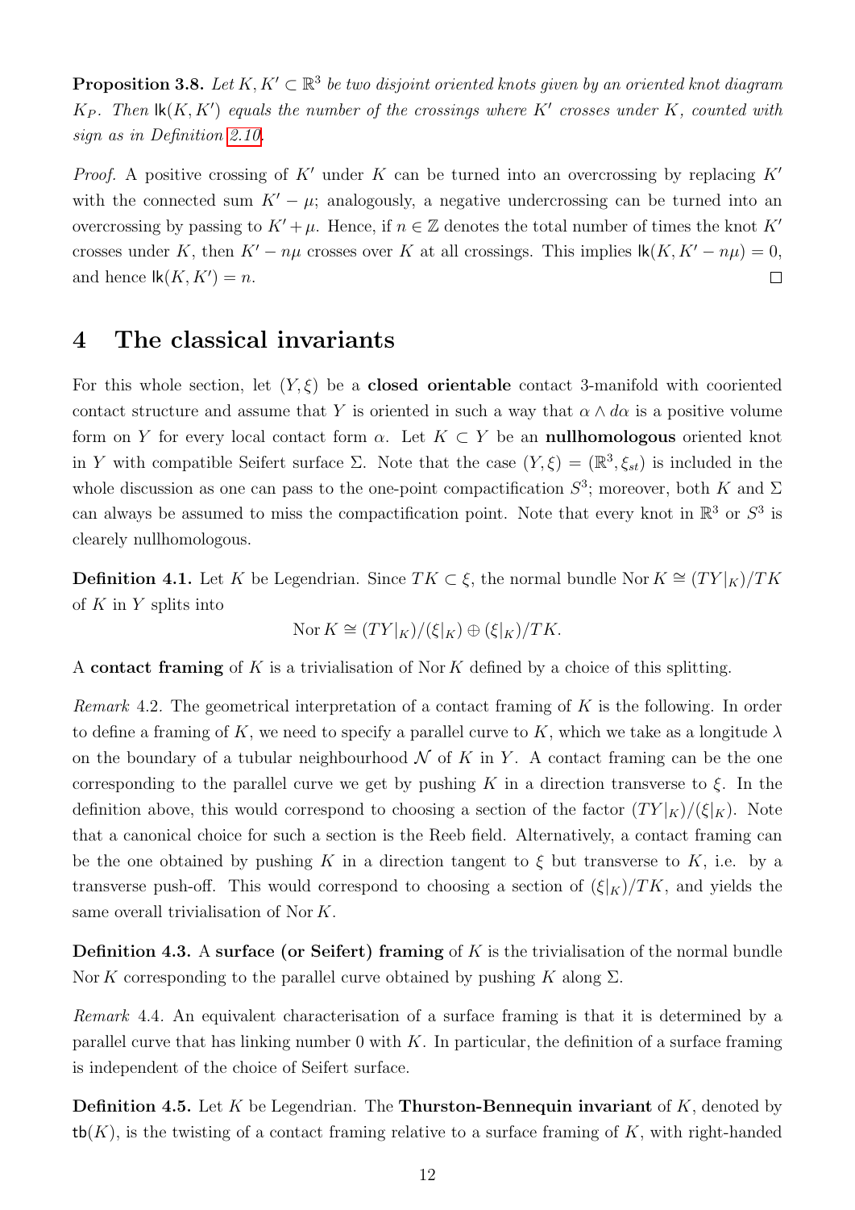**Proposition 3.8.** *Let $K, K' \subset \mathbb{R}^3$ be two disjoint oriented knots given by an oriented knot diagram $K_P$. Then $\mathsf{lk}(K, K')$ equals the number of the crossings where $K'$ crosses under $K$, counted with sign as in Definition 2.10.*

*Proof.* A positive crossing of $K'$ under $K$ can be turned into an overcrossing by replacing $K'$ with the connected sum $K' - \mu$; analogously, a negative undercrossing can be turned into an overcrossing by passing to $K' + \mu$. Hence, if $n \in \mathbb{Z}$ denotes the total number of times the knot $K'$ crosses under $K$, then $K' - n\mu$ crosses over $K$ at all crossings. This implies $\mathsf{lk}(K, K' - n\mu) = 0$, and hence $\mathsf{lk}(K, K') = n$. ∎

# 4 The classical invariants

For this whole section, let $(Y, \xi)$ be a **closed orientable** contact 3-manifold with cooriented contact structure and assume that $Y$ is oriented in such a way that $\alpha \wedge d\alpha$ is a positive volume form on $Y$ for every local contact form $\alpha$. Let $K \subset Y$ be an **nullhomologous** oriented knot in $Y$ with compatible Seifert surface $\Sigma$. Note that the case $(Y, \xi) = (\mathbb{R}^3, \xi_{st})$ is included in the whole discussion as one can pass to the one-point compactification $S^3$; moreover, both $K$ and $\Sigma$ can always be assumed to miss the compactification point. Note that every knot in $\mathbb{R}^3$ or $S^3$ is clearely nullhomologous.

**Definition 4.1.** Let $K$ be Legendrian. Since $TK \subset \xi$, the normal bundle $\operatorname{Nor} K \cong (TY|_K)/TK$ of $K$ in $Y$ splits into

$$\operatorname{Nor} K \cong (TY|_K)/(\xi|_K) \oplus (\xi|_K)/TK.$$

A **contact framing** of $K$ is a trivialisation of $\operatorname{Nor} K$ defined by a choice of this splitting.

*Remark* 4.2. The geometrical interpretation of a contact framing of $K$ is the following. In order to define a framing of $K$, we need to specify a parallel curve to $K$, which we take as a longitude $\lambda$ on the boundary of a tubular neighbourhood $\mathcal{N}$ of $K$ in $Y$. A contact framing can be the one corresponding to the parallel curve we get by pushing $K$ in a direction transverse to $\xi$. In the definition above, this would correspond to choosing a section of the factor $(TY|_K)/(\xi|_K)$. Note that a canonical choice for such a section is the Reeb field. Alternatively, a contact framing can be the one obtained by pushing $K$ in a direction tangent to $\xi$ but transverse to $K$, i.e. by a transverse push-off. This would correspond to choosing a section of $(\xi|_K)/TK$, and yields the same overall trivialisation of $\operatorname{Nor} K$.

**Definition 4.3.** A **surface (or Seifert) framing** of $K$ is the trivialisation of the normal bundle $\operatorname{Nor} K$ corresponding to the parallel curve obtained by pushing $K$ along $\Sigma$.

*Remark* 4.4. An equivalent characterisation of a surface framing is that it is determined by a parallel curve that has linking number 0 with $K$. In particular, the definition of a surface framing is independent of the choice of Seifert surface.

**Definition 4.5.** Let $K$ be Legendrian. The **Thurston-Bennequin invariant** of $K$, denoted by $\mathsf{tb}(K)$, is the twisting of a contact framing relative to a surface framing of $K$, with right-handed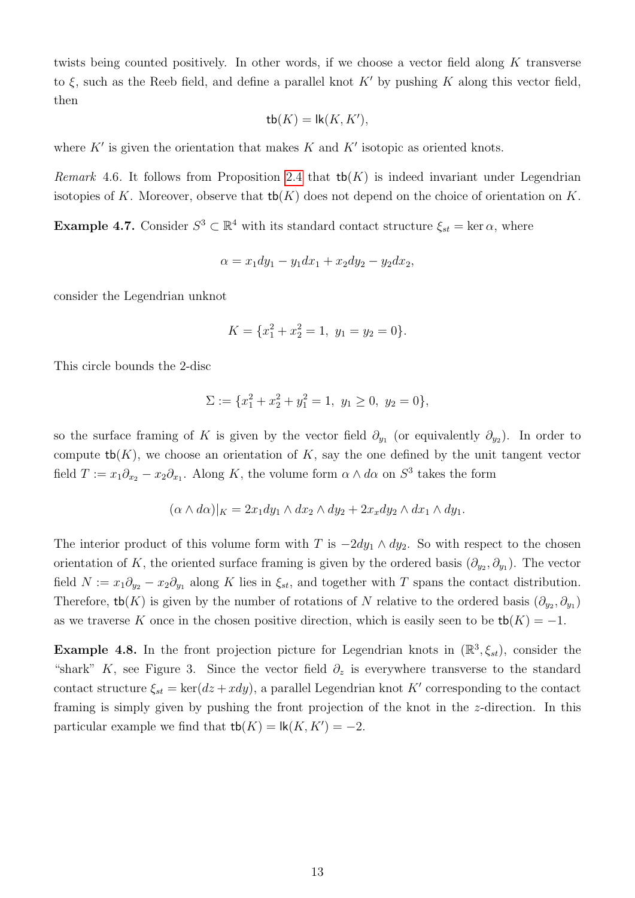twists being counted positively. In other words, if we choose a vector field along $K$ transverse to $\xi$, such as the Reeb field, and define a parallel knot $K'$ by pushing $K$ along this vector field, then

$$\mathsf{tb}(K) = \mathsf{lk}(K, K'),$$

where $K'$ is given the orientation that makes $K$ and $K'$ isotopic as oriented knots.

*Remark* 4.6. It follows from Proposition 2.4 that $\mathsf{tb}(K)$ is indeed invariant under Legendrian isotopies of $K$. Moreover, observe that $\mathsf{tb}(K)$ does not depend on the choice of orientation on $K$.

**Example 4.7.** Consider $S^3 \subset \mathbb{R}^4$ with its standard contact structure $\xi_{st} = \ker \alpha$, where

$$\alpha = x_1 dy_1 - y_1 dx_1 + x_2 dy_2 - y_2 dx_2,$$

consider the Legendrian unknot

$$K = \{x_1^2 + x_2^2 = 1,\ y_1 = y_2 = 0\}.$$

This circle bounds the 2-disc

$$\Sigma := \{x_1^2 + x_2^2 + y_1^2 = 1,\ y_1 \geq 0,\ y_2 = 0\},$$

so the surface framing of $K$ is given by the vector field $\partial_{y_1}$ (or equivalently $\partial_{y_2}$). In order to compute $\mathsf{tb}(K)$, we choose an orientation of $K$, say the one defined by the unit tangent vector field $T := x_1 \partial_{x_2} - x_2 \partial_{x_1}$. Along $K$, the volume form $\alpha \wedge d\alpha$ on $S^3$ takes the form

$$(\alpha \wedge d\alpha)|_K = 2x_1 dy_1 \wedge dx_2 \wedge dy_2 + 2x_x dy_2 \wedge dx_1 \wedge dy_1.$$

The interior product of this volume form with $T$ is $-2dy_1 \wedge dy_2$. So with respect to the chosen orientation of $K$, the oriented surface framing is given by the ordered basis $(\partial_{y_2}, \partial_{y_1})$. The vector field $N := x_1 \partial_{y_2} - x_2 \partial_{y_1}$ along $K$ lies in $\xi_{st}$, and together with $T$ spans the contact distribution. Therefore, $\mathsf{tb}(K)$ is given by the number of rotations of $N$ relative to the ordered basis $(\partial_{y_2}, \partial_{y_1})$ as we traverse $K$ once in the chosen positive direction, which is easily seen to be $\mathsf{tb}(K) = -1$.

**Example 4.8.** In the front projection picture for Legendrian knots in $(\mathbb{R}^3, \xi_{st})$, consider the "shark" $K$, see Figure 3. Since the vector field $\partial_z$ is everywhere transverse to the standard contact structure $\xi_{st} = \ker(dz + x dy)$, a parallel Legendrian knot $K'$ corresponding to the contact framing is simply given by pushing the front projection of the knot in the $z$-direction. In this particular example we find that $\mathsf{tb}(K) = \mathsf{lk}(K, K') = -2$.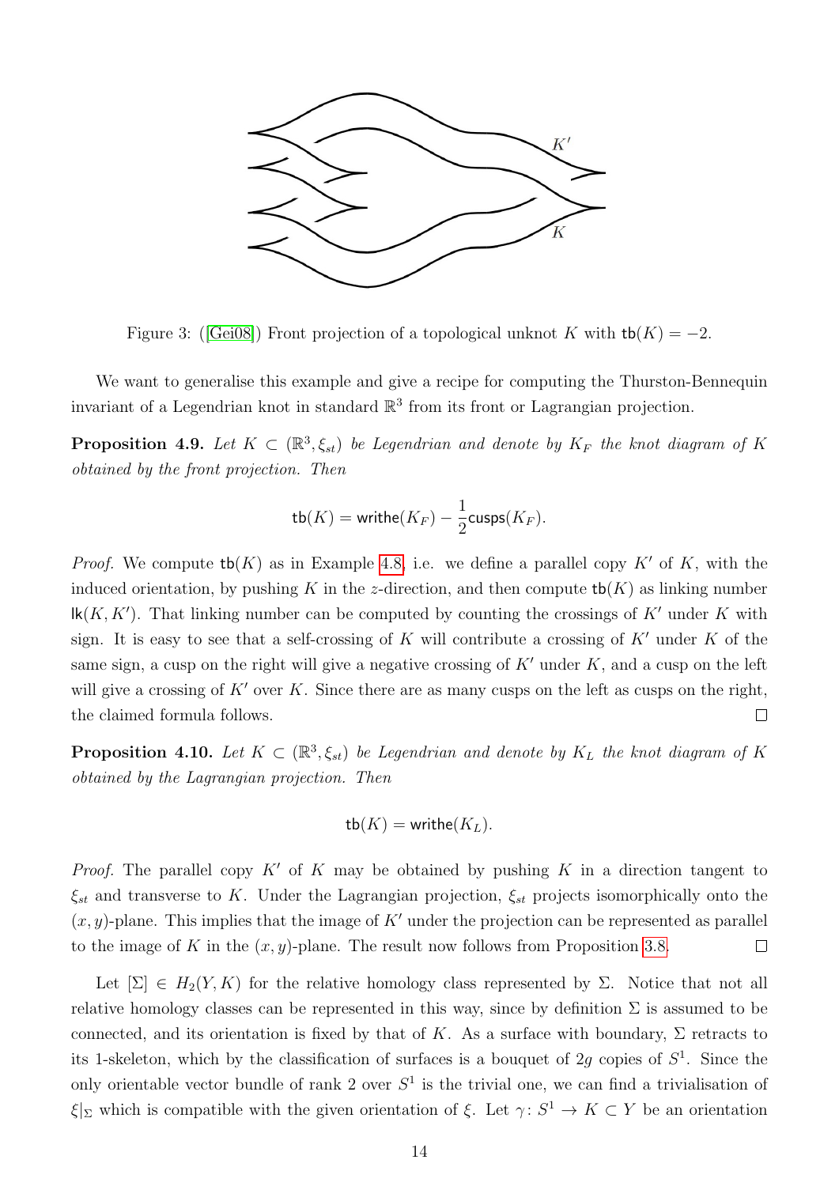Figure 3: ([Gei08]) Front projection of a topological unknot $K$ with $\mathsf{tb}(K) = -2$.

We want to generalise this example and give a recipe for computing the Thurston-Bennequin invariant of a Legendrian knot in standard $\mathbb{R}^3$ from its front or Lagrangian projection.

**Proposition 4.9.** *Let $K \subset (\mathbb{R}^3, \xi_{st})$ be Legendrian and denote by $K_F$ the knot diagram of $K$ obtained by the front projection. Then*

$$\mathsf{tb}(K) = \mathsf{writhe}(K_F) - \frac{1}{2}\mathsf{cusps}(K_F).$$

*Proof.* We compute $\mathsf{tb}(K)$ as in Example 4.8, i.e. we define a parallel copy $K'$ of $K$, with the induced orientation, by pushing $K$ in the $z$-direction, and then compute $\mathsf{tb}(K)$ as linking number $\mathsf{lk}(K, K')$. That linking number can be computed by counting the crossings of $K'$ under $K$ with sign. It is easy to see that a self-crossing of $K$ will contribute a crossing of $K'$ under $K$ of the same sign, a cusp on the right will give a negative crossing of $K'$ under $K$, and a cusp on the left will give a crossing of $K'$ over $K$. Since there are as many cusps on the left as cusps on the right, the claimed formula follows. □

**Proposition 4.10.** *Let $K \subset (\mathbb{R}^3, \xi_{st})$ be Legendrian and denote by $K_L$ the knot diagram of $K$ obtained by the Lagrangian projection. Then*

$$\mathsf{tb}(K) = \mathsf{writhe}(K_L).$$

*Proof.* The parallel copy $K'$ of $K$ may be obtained by pushing $K$ in a direction tangent to $\xi_{st}$ and transverse to $K$. Under the Lagrangian projection, $\xi_{st}$ projects isomorphically onto the $(x, y)$-plane. This implies that the image of $K'$ under the projection can be represented as parallel to the image of $K$ in the $(x, y)$-plane. The result now follows from Proposition 3.8. □

Let $[\Sigma] \in H_2(Y, K)$ for the relative homology class represented by $\Sigma$. Notice that not all relative homology classes can be represented in this way, since by definition $\Sigma$ is assumed to be connected, and its orientation is fixed by that of $K$. As a surface with boundary, $\Sigma$ retracts to its 1-skeleton, which by the classification of surfaces is a bouquet of $2g$ copies of $S^1$. Since the only orientable vector bundle of rank 2 over $S^1$ is the trivial one, we can find a trivialisation of $\xi|_\Sigma$ which is compatible with the given orientation of $\xi$. Let $\gamma\colon S^1 \to K \subset Y$ be an orientation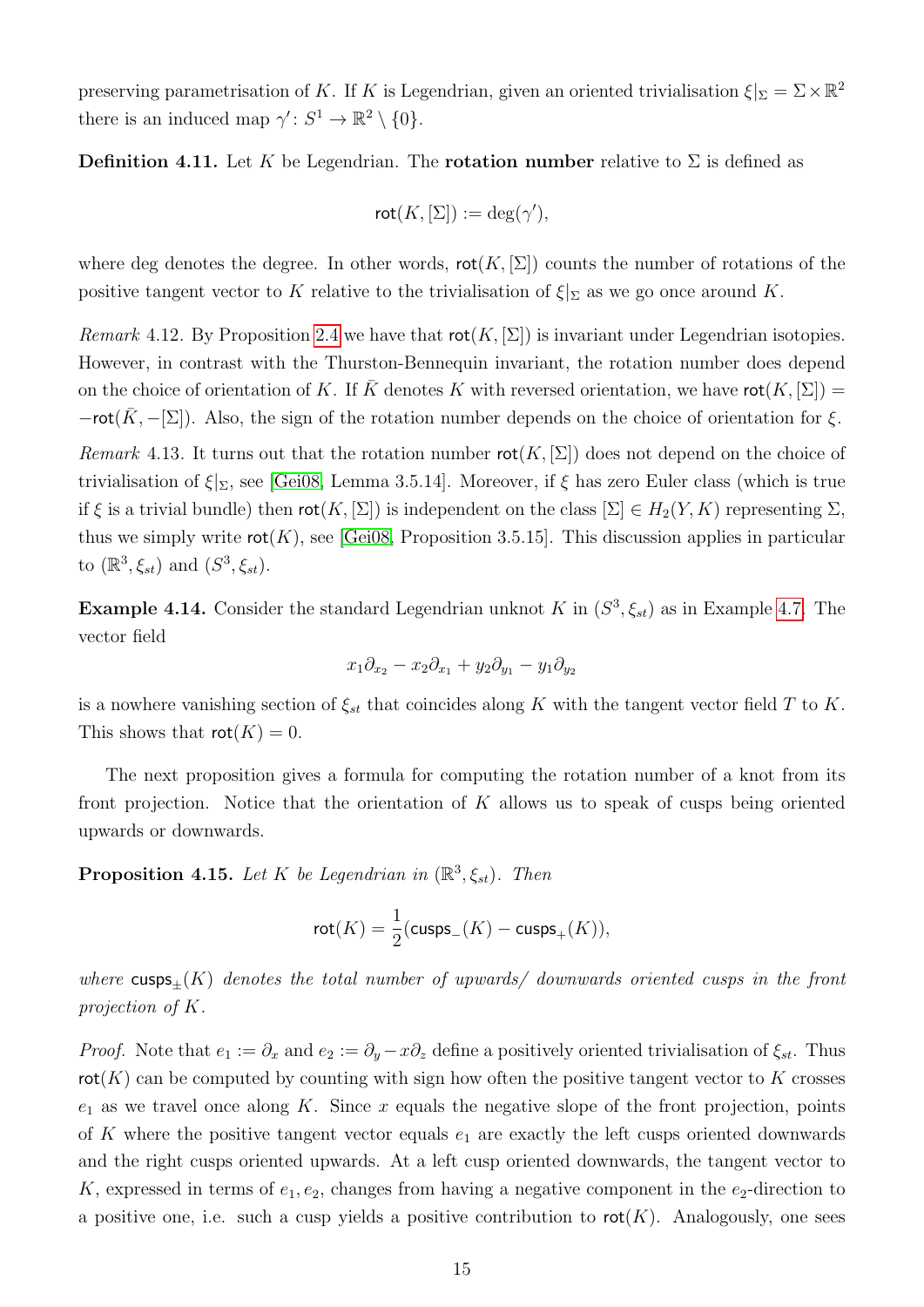preserving parametrisation of $K$. If $K$ is Legendrian, given an oriented trivialisation $\xi|_\Sigma = \Sigma \times \mathbb{R}^2$ there is an induced map $\gamma' \colon S^1 \to \mathbb{R}^2 \setminus \{0\}$.

**Definition 4.11.** Let $K$ be Legendrian. The **rotation number** relative to $\Sigma$ is defined as

$$\mathsf{rot}(K, [\Sigma]) := \deg(\gamma'),$$

where deg denotes the degree. In other words, $\mathsf{rot}(K, [\Sigma])$ counts the number of rotations of the positive tangent vector to $K$ relative to the trivialisation of $\xi|_\Sigma$ as we go once around $K$.

*Remark* 4.12. By Proposition 2.4 we have that $\mathsf{rot}(K, [\Sigma])$ is invariant under Legendrian isotopies. However, in contrast with the Thurston-Bennequin invariant, the rotation number does depend on the choice of orientation of $K$. If $\bar{K}$ denotes $K$ with reversed orientation, we have $\mathsf{rot}(K, [\Sigma]) = -\mathsf{rot}(\bar{K}, -[\Sigma])$. Also, the sign of the rotation number depends on the choice of orientation for $\xi$.

*Remark* 4.13. It turns out that the rotation number $\mathsf{rot}(K, [\Sigma])$ does not depend on the choice of trivialisation of $\xi|_\Sigma$, see [Gei08, Lemma 3.5.14]. Moreover, if $\xi$ has zero Euler class (which is true if $\xi$ is a trivial bundle) then $\mathsf{rot}(K, [\Sigma])$ is independent on the class $[\Sigma] \in H_2(Y, K)$ representing $\Sigma$, thus we simply write $\mathsf{rot}(K)$, see [Gei08, Proposition 3.5.15]. This discussion applies in particular to $(\mathbb{R}^3, \xi_{st})$ and $(S^3, \xi_{st})$.

**Example 4.14.** Consider the standard Legendrian unknot $K$ in $(S^3, \xi_{st})$ as in Example 4.7. The vector field

$$x_1\partial_{x_2} - x_2\partial_{x_1} + y_2\partial_{y_1} - y_1\partial_{y_2}$$

is a nowhere vanishing section of $\xi_{st}$ that coincides along $K$ with the tangent vector field $T$ to $K$. This shows that $\mathsf{rot}(K) = 0$.

The next proposition gives a formula for computing the rotation number of a knot from its front projection. Notice that the orientation of $K$ allows us to speak of cusps being oriented upwards or downwards.

**Proposition 4.15.** *Let $K$ be Legendrian in $(\mathbb{R}^3, \xi_{st})$. Then*

$$\mathsf{rot}(K) = \frac{1}{2}(\mathsf{cusps}_-(K) - \mathsf{cusps}_+(K)),$$

*where $\mathsf{cusps}_\pm(K)$ denotes the total number of upwards/ downwards oriented cusps in the front projection of $K$.*

*Proof.* Note that $e_1 := \partial_x$ and $e_2 := \partial_y - x\partial_z$ define a positively oriented trivialisation of $\xi_{st}$. Thus $\mathsf{rot}(K)$ can be computed by counting with sign how often the positive tangent vector to $K$ crosses $e_1$ as we travel once along $K$. Since $x$ equals the negative slope of the front projection, points of $K$ where the positive tangent vector equals $e_1$ are exactly the left cusps oriented downwards and the right cusps oriented upwards. At a left cusp oriented downwards, the tangent vector to $K$, expressed in terms of $e_1, e_2$, changes from having a negative component in the $e_2$-direction to a positive one, i.e. such a cusp yields a positive contribution to $\mathsf{rot}(K)$. Analogously, one sees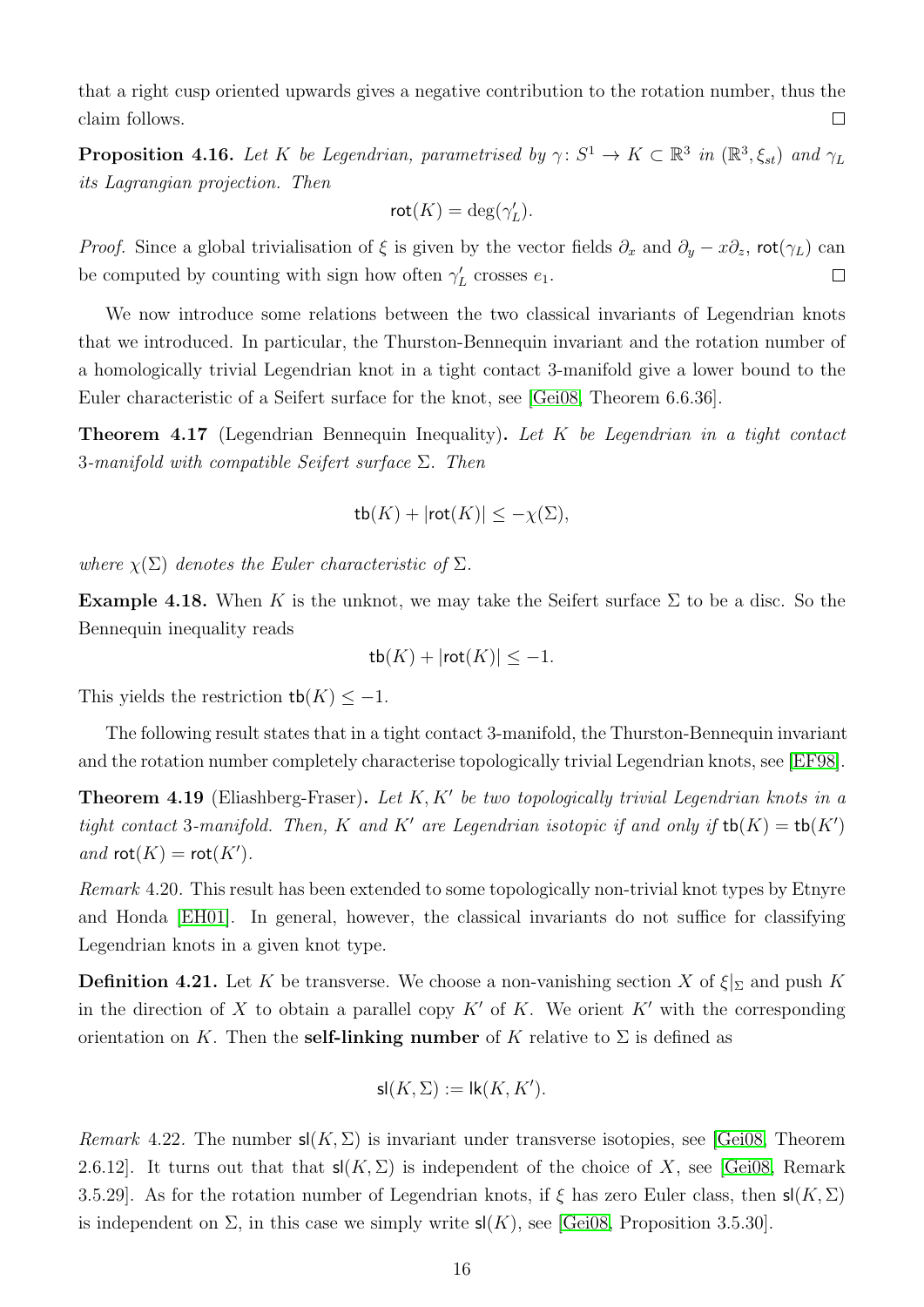that a right cusp oriented upwards gives a negative contribution to the rotation number, thus the claim follows. □

**Proposition 4.16.** *Let $K$ be Legendrian, parametrised by $\gamma\colon S^1 \to K \subset \mathbb{R}^3$ in $(\mathbb{R}^3, \xi_{st})$ and $\gamma_L$ its Lagrangian projection. Then*

$$\mathsf{rot}(K) = \deg(\gamma_L').$$

*Proof.* Since a global trivialisation of $\xi$ is given by the vector fields $\partial_x$ and $\partial_y - x\partial_z$, $\mathsf{rot}(\gamma_L)$ can be computed by counting with sign how often $\gamma_L'$ crosses $e_1$. □

We now introduce some relations between the two classical invariants of Legendrian knots that we introduced. In particular, the Thurston-Bennequin invariant and the rotation number of a homologically trivial Legendrian knot in a tight contact 3-manifold give a lower bound to the Euler characteristic of a Seifert surface for the knot, see [Gei08, Theorem 6.6.36].

**Theorem 4.17** (Legendrian Bennequin Inequality)**.** *Let $K$ be Legendrian in a tight contact 3-manifold with compatible Seifert surface $\Sigma$. Then*

$$\mathsf{tb}(K) + |\mathsf{rot}(K)| \leq -\chi(\Sigma),$$

*where $\chi(\Sigma)$ denotes the Euler characteristic of $\Sigma$.*

**Example 4.18.** When $K$ is the unknot, we may take the Seifert surface $\Sigma$ to be a disc. So the Bennequin inequality reads

$$\mathsf{tb}(K) + |\mathsf{rot}(K)| \leq -1.$$

This yields the restriction $\mathsf{tb}(K) \leq -1$.

The following result states that in a tight contact 3-manifold, the Thurston-Bennequin invariant and the rotation number completely characterise topologically trivial Legendrian knots, see [EF98].

**Theorem 4.19** (Eliashberg-Fraser)**.** *Let $K, K'$ be two topologically trivial Legendrian knots in a tight contact 3-manifold. Then, $K$ and $K'$ are Legendrian isotopic if and only if $\mathsf{tb}(K) = \mathsf{tb}(K')$ and $\mathsf{rot}(K) = \mathsf{rot}(K')$.*

*Remark* 4.20. This result has been extended to some topologically non-trivial knot types by Etnyre and Honda [EH01]. In general, however, the classical invariants do not suffice for classifying Legendrian knots in a given knot type.

**Definition 4.21.** Let $K$ be transverse. We choose a non-vanishing section $X$ of $\xi|_\Sigma$ and push $K$ in the direction of $X$ to obtain a parallel copy $K'$ of $K$. We orient $K'$ with the corresponding orientation on $K$. Then the **self-linking number** of $K$ relative to $\Sigma$ is defined as

$$\mathsf{sl}(K, \Sigma) := \mathsf{lk}(K, K').$$

*Remark* 4.22. The number $\mathsf{sl}(K, \Sigma)$ is invariant under transverse isotopies, see [Gei08, Theorem 2.6.12]. It turns out that that $\mathsf{sl}(K, \Sigma)$ is independent of the choice of $X$, see [Gei08, Remark 3.5.29]. As for the rotation number of Legendrian knots, if $\xi$ has zero Euler class, then $\mathsf{sl}(K, \Sigma)$ is independent on $\Sigma$, in this case we simply write $\mathsf{sl}(K)$, see [Gei08, Proposition 3.5.30].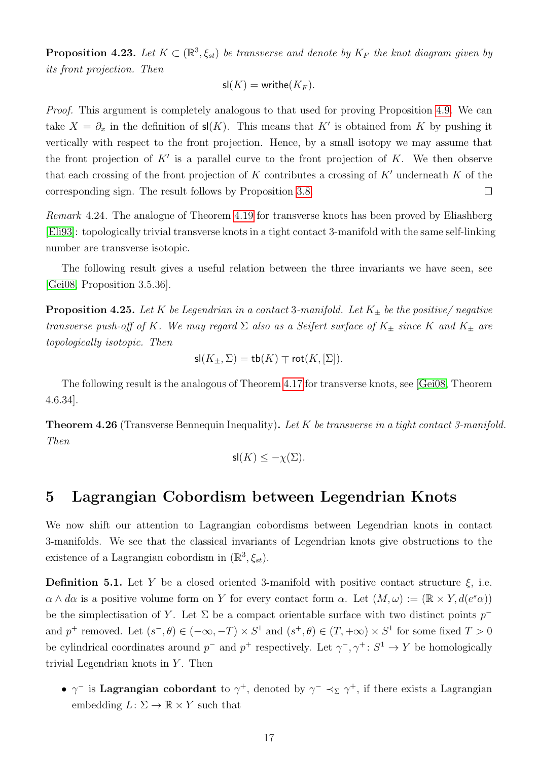**Proposition 4.23.** *Let $K \subset (\mathbb{R}^3, \xi_{st})$ be transverse and denote by $K_F$ the knot diagram given by its front projection. Then*

$$\mathsf{sl}(K) = \mathsf{writhe}(K_F).$$

*Proof.* This argument is completely analogous to that used for proving Proposition 4.9. We can take $X = \partial_x$ in the definition of $\mathsf{sl}(K)$. This means that $K'$ is obtained from $K$ by pushing it vertically with respect to the front projection. Hence, by a small isotopy we may assume that the front projection of $K'$ is a parallel curve to the front projection of $K$. We then observe that each crossing of the front projection of $K$ contributes a crossing of $K'$ underneath $K$ of the corresponding sign. The result follows by Proposition 3.8. □

*Remark* 4.24. The analogue of Theorem 4.19 for transverse knots has been proved by Eliashberg [Eli93]: topologically trivial transverse knots in a tight contact 3-manifold with the same self-linking number are transverse isotopic.

The following result gives a useful relation between the three invariants we have seen, see [Gei08, Proposition 3.5.36].

**Proposition 4.25.** *Let $K$ be Legendrian in a contact 3-manifold. Let $K_\pm$ be the positive/ negative transverse push-off of $K$. We may regard $\Sigma$ also as a Seifert surface of $K_\pm$ since $K$ and $K_\pm$ are topologically isotopic. Then*

$$\mathsf{sl}(K_\pm, \Sigma) = \mathsf{tb}(K) \mp \mathsf{rot}(K, [\Sigma]).$$

The following result is the analogous of Theorem 4.17 for transverse knots, see [Gei08, Theorem 4.6.34].

**Theorem 4.26** (Transverse Bennequin Inequality)**.** *Let $K$ be transverse in a tight contact 3-manifold. Then*

$$\mathsf{sl}(K) \leq -\chi(\Sigma).$$

# 5 Lagrangian Cobordism between Legendrian Knots

We now shift our attention to Lagrangian cobordisms between Legendrian knots in contact 3-manifolds. We see that the classical invariants of Legendrian knots give obstructions to the existence of a Lagrangian cobordism in $(\mathbb{R}^3, \xi_{st})$.

**Definition 5.1.** Let $Y$ be a closed oriented 3-manifold with positive contact structure $\xi$, i.e. $\alpha \wedge d\alpha$ is a positive volume form on $Y$ for every contact form $\alpha$. Let $(M, \omega) := (\mathbb{R} \times Y, d(e^s\alpha))$ be the simplectisation of $Y$. Let $\Sigma$ be a compact orientable surface with two distinct points $p^-$ and $p^+$ removed. Let $(s^-, \theta) \in (-\infty, -T) \times S^1$ and $(s^+, \theta) \in (T, +\infty) \times S^1$ for some fixed $T > 0$ be cylindrical coordinates around $p^-$ and $p^+$ respectively. Let $\gamma^-, \gamma^+ \colon S^1 \to Y$ be homologically trivial Legendrian knots in $Y$. Then

- $\gamma^-$ is **Lagrangian cobordant** to $\gamma^+$, denoted by $\gamma^- \prec_\Sigma \gamma^+$, if there exists a Lagrangian embedding $L \colon \Sigma \to \mathbb{R} \times Y$ such that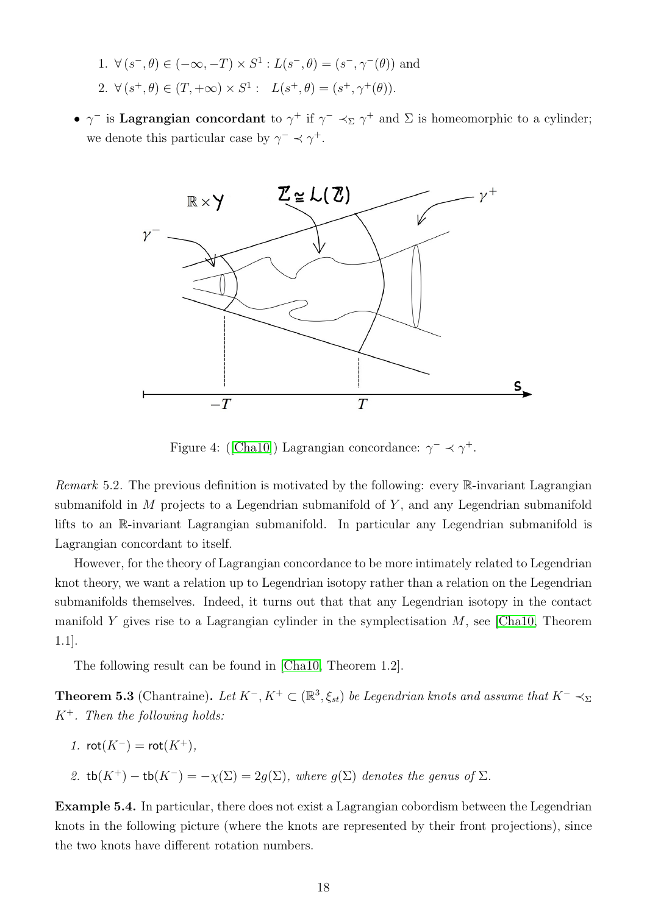1. $\forall (s^-, \theta) \in (-\infty, -T) \times S^1 : L(s^-, \theta) = (s^-, \gamma^-(\theta))$ and
2. $\forall (s^+, \theta) \in (T, +\infty) \times S^1 : \ L(s^+, \theta) = (s^+, \gamma^+(\theta))$.

- $\gamma^-$ is **Lagrangian concordant** to $\gamma^+$ if $\gamma^- \prec_\Sigma \gamma^+$ and $\Sigma$ is homeomorphic to a cylinder; we denote this particular case by $\gamma^- \prec \gamma^+$.

Figure 4: ([Cha10]) Lagrangian concordance: $\gamma^- \prec \gamma^+$.

*Remark* 5.2. The previous definition is motivated by the following: every $\mathbb{R}$-invariant Lagrangian submanifold in $M$ projects to a Legendrian submanifold of $Y$, and any Legendrian submanifold lifts to an $\mathbb{R}$-invariant Lagrangian submanifold. In particular any Legendrian submanifold is Lagrangian concordant to itself.

However, for the theory of Lagrangian concordance to be more intimately related to Legendrian knot theory, we want a relation up to Legendrian isotopy rather than a relation on the Legendrian submanifolds themselves. Indeed, it turns out that that any Legendrian isotopy in the contact manifold $Y$ gives rise to a Lagrangian cylinder in the symplectisation $M$, see [Cha10, Theorem 1.1].

The following result can be found in [Cha10, Theorem 1.2].

**Theorem 5.3** (Chantraine)**.** *Let $K^-, K^+ \subset (\mathbb{R}^3, \xi_{st})$ be Legendrian knots and assume that $K^- \prec_\Sigma K^+$. Then the following holds:*

1. $\mathsf{rot}(K^-) = \mathsf{rot}(K^+)$,
2. $\mathsf{tb}(K^+) - \mathsf{tb}(K^-) = -\chi(\Sigma) = 2g(\Sigma)$*, where $g(\Sigma)$ denotes the genus of $\Sigma$.*

**Example 5.4.** In particular, there does not exist a Lagrangian cobordism between the Legendrian knots in the following picture (where the knots are represented by their front projections), since the two knots have different rotation numbers.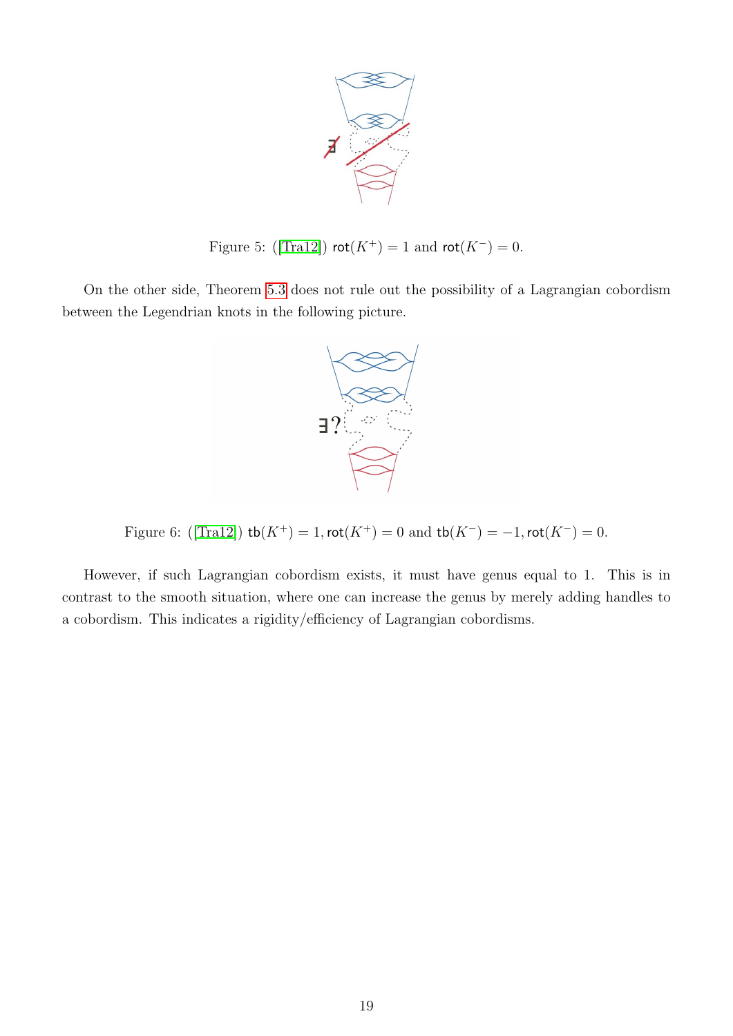Figure 5: ([Tra12]) $\mathsf{rot}(K^+) = 1$ and $\mathsf{rot}(K^-) = 0$.

On the other side, Theorem 5.3 does not rule out the possibility of a Lagrangian cobordism between the Legendrian knots in the following picture.

Figure 6: ([Tra12]) $\mathsf{tb}(K^+) = 1, \mathsf{rot}(K^+) = 0$ and $\mathsf{tb}(K^-) = -1, \mathsf{rot}(K^-) = 0$.

However, if such Lagrangian cobordism exists, it must have genus equal to 1. This is in contrast to the smooth situation, where one can increase the genus by merely adding handles to a cobordism. This indicates a rigidity/efficiency of Lagrangian cobordisms.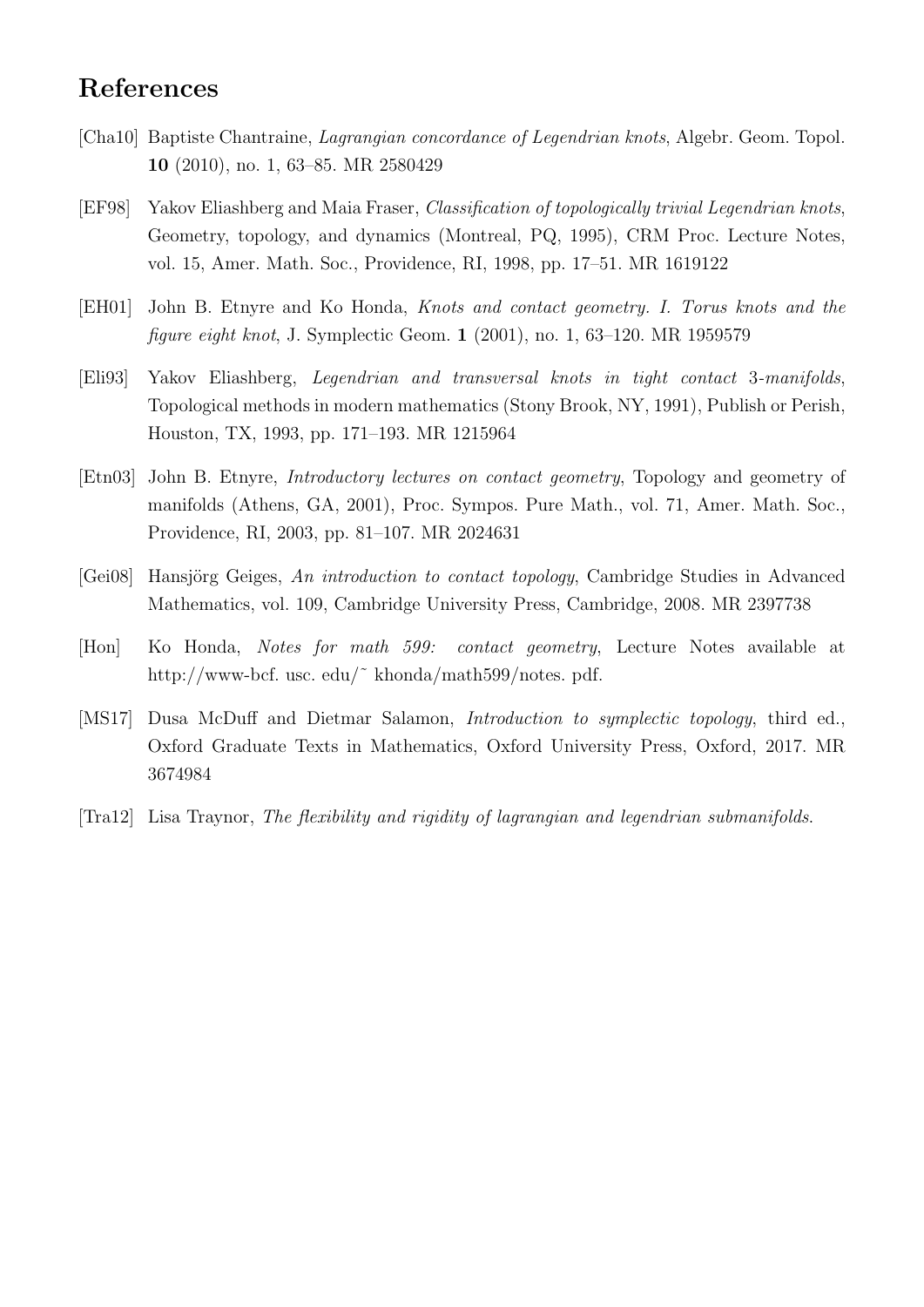## References

[Cha10] Baptiste Chantraine, *Lagrangian concordance of Legendrian knots*, Algebr. Geom. Topol. **10** (2010), no. 1, 63–85. MR 2580429

[EF98] Yakov Eliashberg and Maia Fraser, *Classification of topologically trivial Legendrian knots*, Geometry, topology, and dynamics (Montreal, PQ, 1995), CRM Proc. Lecture Notes, vol. 15, Amer. Math. Soc., Providence, RI, 1998, pp. 17–51. MR 1619122

[EH01] John B. Etnyre and Ko Honda, *Knots and contact geometry. I. Torus knots and the figure eight knot*, J. Symplectic Geom. **1** (2001), no. 1, 63–120. MR 1959579

[Eli93] Yakov Eliashberg, *Legendrian and transversal knots in tight contact 3-manifolds*, Topological methods in modern mathematics (Stony Brook, NY, 1991), Publish or Perish, Houston, TX, 1993, pp. 171–193. MR 1215964

[Etn03] John B. Etnyre, *Introductory lectures on contact geometry*, Topology and geometry of manifolds (Athens, GA, 2001), Proc. Sympos. Pure Math., vol. 71, Amer. Math. Soc., Providence, RI, 2003, pp. 81–107. MR 2024631

[Gei08] Hansjörg Geiges, *An introduction to contact topology*, Cambridge Studies in Advanced Mathematics, vol. 109, Cambridge University Press, Cambridge, 2008. MR 2397738

[Hon] Ko Honda, *Notes for math 599: contact geometry*, Lecture Notes available at http://www-bcf. usc. edu/˜ khonda/math599/notes. pdf.

[MS17] Dusa McDuff and Dietmar Salamon, *Introduction to symplectic topology*, third ed., Oxford Graduate Texts in Mathematics, Oxford University Press, Oxford, 2017. MR 3674984

[Tra12] Lisa Traynor, *The flexibility and rigidity of lagrangian and legendrian submanifolds.*